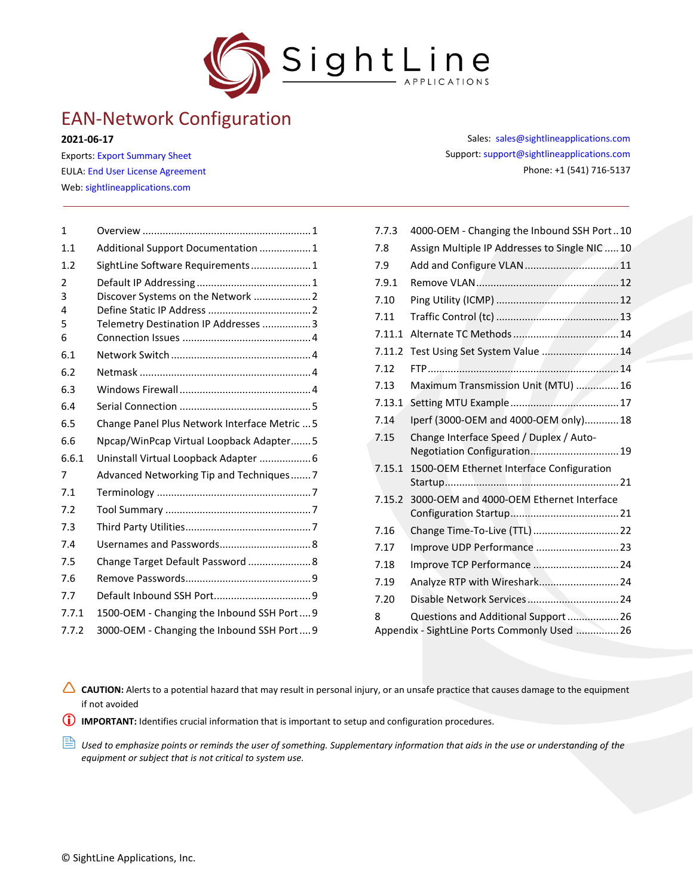# EAN-Network Configuration

**2021-06-17**

Exports: Export Summary Sheet
EULA: End User License Agreement
Web: sightlineapplications.com

Sales: sales@sightlineapplications.com
Support: support@sightlineapplications.com
Phone: +1 (541) 716-5137

---

| | | |
|---|---|---|
| 1 | Overview | 1 |
| 1.1 | Additional Support Documentation | 1 |
| 1.2 | SightLine Software Requirements | 1 |
| 2 | Default IP Addressing | 1 |
| 3 | Discover Systems on the Network | 2 |
| 4 | Define Static IP Address | 2 |
| 5 | Telemetry Destination IP Addresses | 3 |
| 6 | Connection Issues | 4 |
| 6.1 | Network Switch | 4 |
| 6.2 | Netmask | 4 |
| 6.3 | Windows Firewall | 4 |
| 6.4 | Serial Connection | 5 |
| 6.5 | Change Panel Plus Network Interface Metric | 5 |
| 6.6 | Npcap/WinPcap Virtual Loopback Adapter | 5 |
| 6.6.1 | Uninstall Virtual Loopback Adapter | 6 |
| 7 | Advanced Networking Tip and Techniques | 7 |
| 7.1 | Terminology | 7 |
| 7.2 | Tool Summary | 7 |
| 7.3 | Third Party Utilities | 7 |
| 7.4 | Usernames and Passwords | 8 |
| 7.5 | Change Target Default Password | 8 |
| 7.6 | Remove Passwords | 9 |
| 7.7 | Default Inbound SSH Port | 9 |
| 7.7.1 | 1500-OEM - Changing the Inbound SSH Port | 9 |
| 7.7.2 | 3000-OEM - Changing the Inbound SSH Port | 9 |
| 7.7.3 | 4000-OEM - Changing the Inbound SSH Port | 10 |
| 7.8 | Assign Multiple IP Addresses to Single NIC | 10 |
| 7.9 | Add and Configure VLAN | 11 |
| 7.9.1 | Remove VLAN | 12 |
| 7.10 | Ping Utility (ICMP) | 12 |
| 7.11 | Traffic Control (tc) | 13 |
| 7.11.1 | Alternate TC Methods | 14 |
| 7.11.2 | Test Using Set System Value | 14 |
| 7.12 | FTP | 14 |
| 7.13 | Maximum Transmission Unit (MTU) | 16 |
| 7.13.1 | Setting MTU Example | 17 |
| 7.14 | Iperf (3000-OEM and 4000-OEM only) | 18 |
| 7.15 | Change Interface Speed / Duplex / Auto-Negotiation Configuration | 19 |
| 7.15.1 | 1500-OEM Ethernet Interface Configuration Startup | 21 |
| 7.15.2 | 3000-OEM and 4000-OEM Ethernet Interface Configuration Startup | 21 |
| 7.16 | Change Time-To-Live (TTL) | 22 |
| 7.17 | Improve UDP Performance | 23 |
| 7.18 | Improve TCP Performance | 24 |
| 7.19 | Analyze RTP with Wireshark | 24 |
| 7.20 | Disable Network Services | 24 |
| 8 | Questions and Additional Support | 26 |
| | Appendix - SightLine Ports Commonly Used | 26 |

**CAUTION:** Alerts to a potential hazard that may result in personal injury, or an unsafe practice that causes damage to the equipment if not avoided

**IMPORTANT:** Identifies crucial information that is important to setup and configuration procedures.

*Used to emphasize points or reminds the user of something. Supplementary information that aids in the use or understanding of the equipment or subject that is not critical to system use.*

© SightLine Applications, Inc.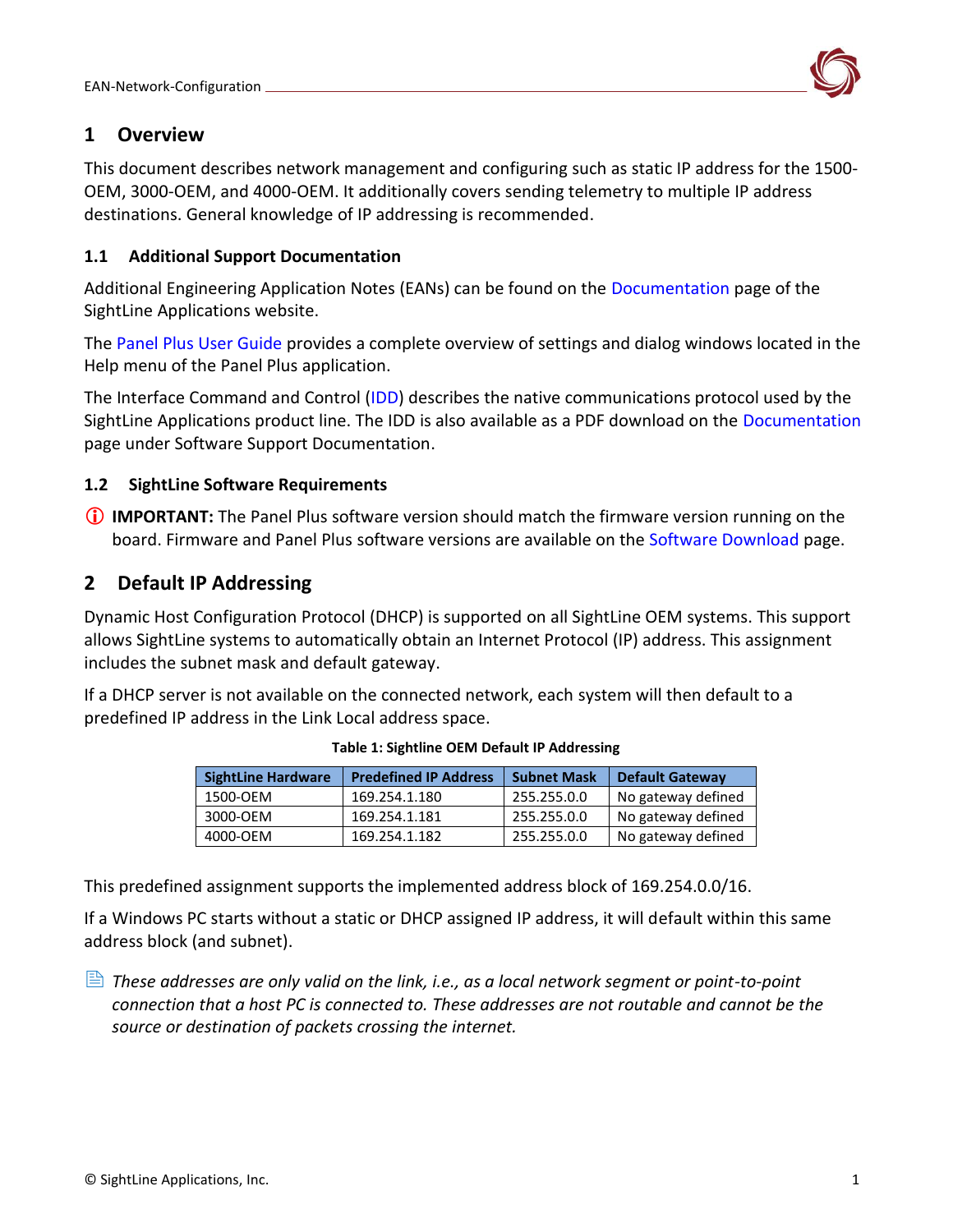# 1 Overview

This document describes network management and configuring such as static IP address for the 1500-OEM, 3000-OEM, and 4000-OEM. It additionally covers sending telemetry to multiple IP address destinations. General knowledge of IP addressing is recommended.

### 1.1 Additional Support Documentation

Additional Engineering Application Notes (EANs) can be found on the Documentation page of the SightLine Applications website.

The Panel Plus User Guide provides a complete overview of settings and dialog windows located in the Help menu of the Panel Plus application.

The Interface Command and Control (IDD) describes the native communications protocol used by the SightLine Applications product line. The IDD is also available as a PDF download on the Documentation page under Software Support Documentation.

### 1.2 SightLine Software Requirements

**IMPORTANT:** The Panel Plus software version should match the firmware version running on the board. Firmware and Panel Plus software versions are available on the Software Download page.

# 2 Default IP Addressing

Dynamic Host Configuration Protocol (DHCP) is supported on all SightLine OEM systems. This support allows SightLine systems to automatically obtain an Internet Protocol (IP) address. This assignment includes the subnet mask and default gateway.

If a DHCP server is not available on the connected network, each system will then default to a predefined IP address in the Link Local address space.

**Table 1: Sightline OEM Default IP Addressing**

| SightLine Hardware | Predefined IP Address | Subnet Mask | Default Gateway |
|---|---|---|---|
| 1500-OEM | 169.254.1.180 | 255.255.0.0 | No gateway defined |
| 3000-OEM | 169.254.1.181 | 255.255.0.0 | No gateway defined |
| 4000-OEM | 169.254.1.182 | 255.255.0.0 | No gateway defined |

This predefined assignment supports the implemented address block of 169.254.0.0/16.

If a Windows PC starts without a static or DHCP assigned IP address, it will default within this same address block (and subnet).

*These addresses are only valid on the link, i.e., as a local network segment or point-to-point connection that a host PC is connected to. These addresses are not routable and cannot be the source or destination of packets crossing the internet.*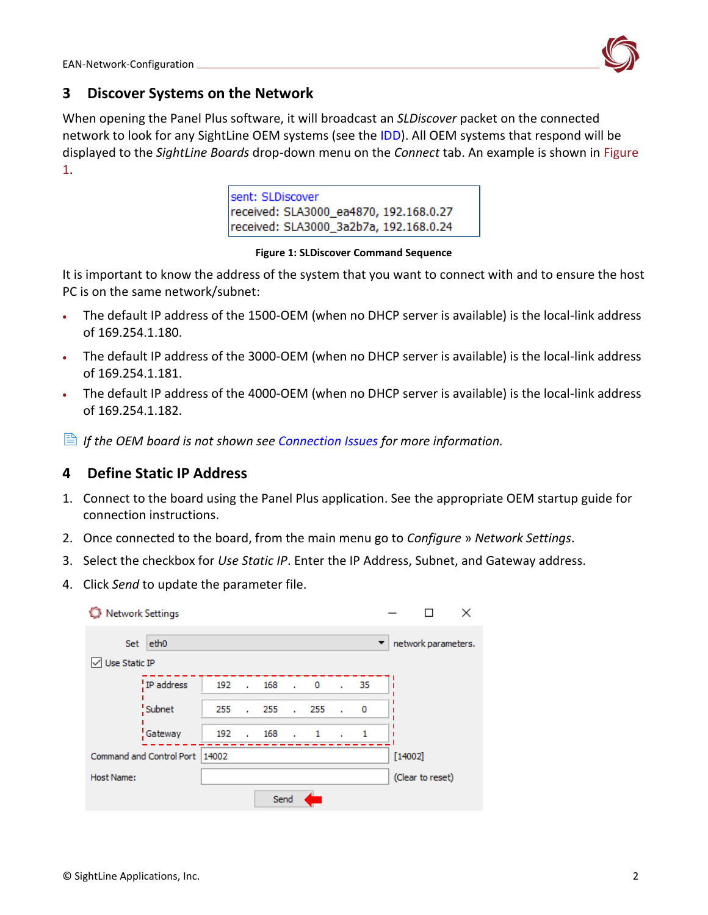## 3 Discover Systems on the Network

When opening the Panel Plus software, it will broadcast an *SLDiscover* packet on the connected network to look for any SightLine OEM systems (see the IDD). All OEM systems that respond will be displayed to the *SightLine Boards* drop-down menu on the *Connect* tab. An example is shown in Figure 1.

```
sent: SLDiscover
received: SLA3000_ea4870, 192.168.0.27
received: SLA3000_3a2b7a, 192.168.0.24
```

**Figure 1: SLDiscover Command Sequence**

It is important to know the address of the system that you want to connect with and to ensure the host PC is on the same network/subnet:

- The default IP address of the 1500-OEM (when no DHCP server is available) is the local-link address of 169.254.1.180.
- The default IP address of the 3000-OEM (when no DHCP server is available) is the local-link address of 169.254.1.181.
- The default IP address of the 4000-OEM (when no DHCP server is available) is the local-link address of 169.254.1.182.

*If the OEM board is not shown see Connection Issues for more information.*

## 4 Define Static IP Address

1. Connect to the board using the Panel Plus application. See the appropriate OEM startup guide for connection instructions.
2. Once connected to the board, from the main menu go to *Configure* » *Network Settings*.
3. Select the checkbox for *Use Static IP*. Enter the IP Address, Subnet, and Gateway address.
4. Click *Send* to update the parameter file.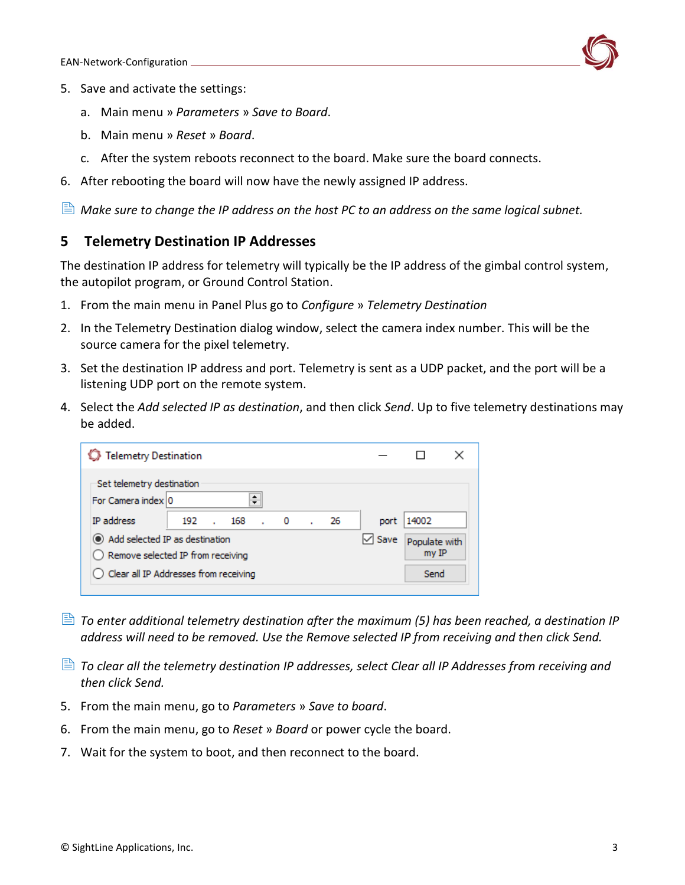5. Save and activate the settings:

    a. Main menu » *Parameters* » *Save to Board*.

    b. Main menu » *Reset* » *Board*.

    c. After the system reboots reconnect to the board. Make sure the board connects.

6. After rebooting the board will now have the newly assigned IP address.

*Make sure to change the IP address on the host PC to an address on the same logical subnet.*

## 5 Telemetry Destination IP Addresses

The destination IP address for telemetry will typically be the IP address of the gimbal control system, the autopilot program, or Ground Control Station.

1. From the main menu in Panel Plus go to *Configure* » *Telemetry Destination*
2. In the Telemetry Destination dialog window, select the camera index number. This will be the source camera for the pixel telemetry.
3. Set the destination IP address and port. Telemetry is sent as a UDP packet, and the port will be a listening UDP port on the remote system.
4. Select the *Add selected IP as destination*, and then click *Send*. Up to five telemetry destinations may be added.

*To enter additional telemetry destination after the maximum (5) has been reached, a destination IP address will need to be removed. Use the Remove selected IP from receiving and then click Send.*

*To clear all the telemetry destination IP addresses, select Clear all IP Addresses from receiving and then click Send.*

5. From the main menu, go to *Parameters* » *Save to board*.
6. From the main menu, go to *Reset* » *Board* or power cycle the board.
7. Wait for the system to boot, and then reconnect to the board.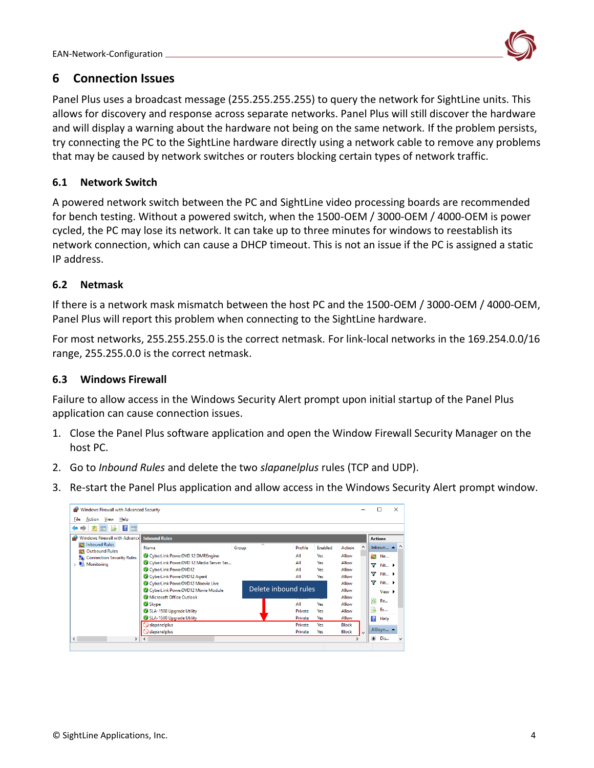# 6 Connection Issues

Panel Plus uses a broadcast message (255.255.255.255) to query the network for SightLine units. This allows for discovery and response across separate networks. Panel Plus will still discover the hardware and will display a warning about the hardware not being on the same network. If the problem persists, try connecting the PC to the SightLine hardware directly using a network cable to remove any problems that may be caused by network switches or routers blocking certain types of network traffic.

## 6.1 Network Switch

A powered network switch between the PC and SightLine video processing boards are recommended for bench testing. Without a powered switch, when the 1500-OEM / 3000-OEM / 4000-OEM is power cycled, the PC may lose its network. It can take up to three minutes for windows to reestablish its network connection, which can cause a DHCP timeout. This is not an issue if the PC is assigned a static IP address.

## 6.2 Netmask

If there is a network mask mismatch between the host PC and the 1500-OEM / 3000-OEM / 4000-OEM, Panel Plus will report this problem when connecting to the SightLine hardware.

For most networks, 255.255.255.0 is the correct netmask. For link-local networks in the 169.254.0.0/16 range, 255.255.0.0 is the correct netmask.

## 6.3 Windows Firewall

Failure to allow access in the Windows Security Alert prompt upon initial startup of the Panel Plus application can cause connection issues.

1. Close the Panel Plus software application and open the Window Firewall Security Manager on the host PC.
2. Go to *Inbound Rules* and delete the two *slapanelplus* rules (TCP and UDP).
3. Re-start the Panel Plus application and allow access in the Windows Security Alert prompt window.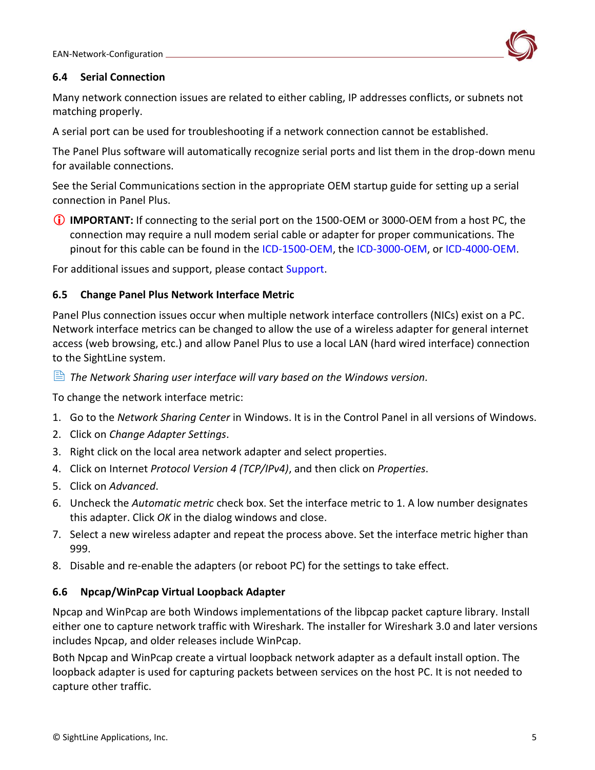### 6.4 Serial Connection

Many network connection issues are related to either cabling, IP addresses conflicts, or subnets not matching properly.

A serial port can be used for troubleshooting if a network connection cannot be established.

The Panel Plus software will automatically recognize serial ports and list them in the drop-down menu for available connections.

See the Serial Communications section in the appropriate OEM startup guide for setting up a serial connection in Panel Plus.

ⓘ **IMPORTANT:** If connecting to the serial port on the 1500-OEM or 3000-OEM from a host PC, the connection may require a null modem serial cable or adapter for proper communications. The pinout for this cable can be found in the ICD-1500-OEM, the ICD-3000-OEM, or ICD-4000-OEM.

For additional issues and support, please contact Support.

### 6.5 Change Panel Plus Network Interface Metric

Panel Plus connection issues occur when multiple network interface controllers (NICs) exist on a PC. Network interface metrics can be changed to allow the use of a wireless adapter for general internet access (web browsing, etc.) and allow Panel Plus to use a local LAN (hard wired interface) connection to the SightLine system.

*The Network Sharing user interface will vary based on the Windows version.*

To change the network interface metric:

1. Go to the *Network Sharing Center* in Windows. It is in the Control Panel in all versions of Windows.
2. Click on *Change Adapter Settings*.
3. Right click on the local area network adapter and select properties.
4. Click on Internet *Protocol Version 4 (TCP/IPv4)*, and then click on *Properties*.
5. Click on *Advanced*.
6. Uncheck the *Automatic metric* check box. Set the interface metric to 1. A low number designates this adapter. Click *OK* in the dialog windows and close.
7. Select a new wireless adapter and repeat the process above. Set the interface metric higher than 999.
8. Disable and re-enable the adapters (or reboot PC) for the settings to take effect.

### 6.6 Npcap/WinPcap Virtual Loopback Adapter

Npcap and WinPcap are both Windows implementations of the libpcap packet capture library. Install either one to capture network traffic with Wireshark. The installer for Wireshark 3.0 and later versions includes Npcap, and older releases include WinPcap.

Both Npcap and WinPcap create a virtual loopback network adapter as a default install option. The loopback adapter is used for capturing packets between services on the host PC. It is not needed to capture other traffic.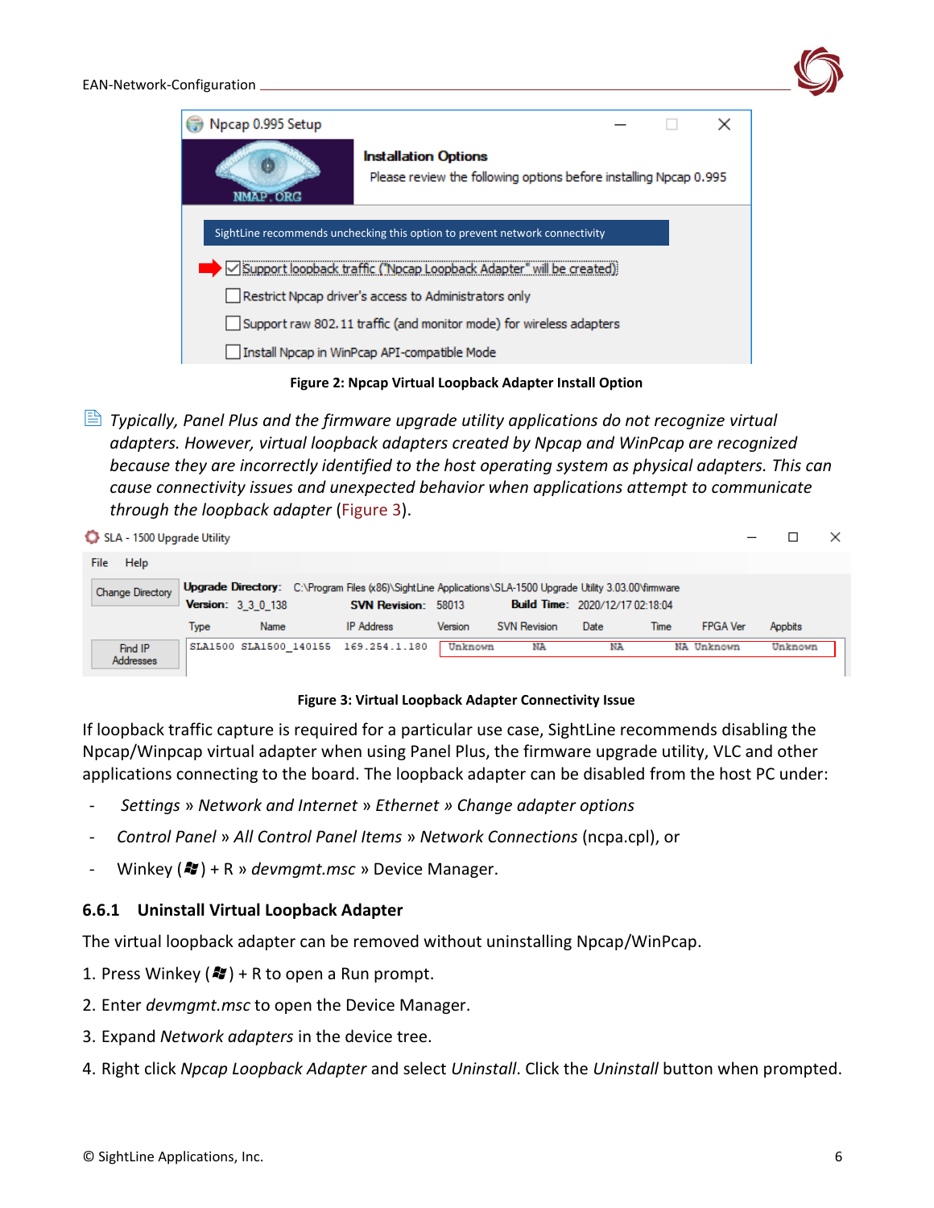**Figure 2: Npcap Virtual Loopback Adapter Install Option**

*Typically, Panel Plus and the firmware upgrade utility applications do not recognize virtual adapters. However, virtual loopback adapters created by Npcap and WinPcap are recognized because they are incorrectly identified to the host operating system as physical adapters. This can cause connectivity issues and unexpected behavior when applications attempt to communicate through the loopback adapter* (Figure 3).

**Figure 3: Virtual Loopback Adapter Connectivity Issue**

If loopback traffic capture is required for a particular use case, SightLine recommends disabling the Npcap/Winpcap virtual adapter when using Panel Plus, the firmware upgrade utility, VLC and other applications connecting to the board. The loopback adapter can be disabled from the host PC under:

- *Settings* » *Network and Internet* » *Ethernet* » *Change adapter options*
- *Control Panel* » *All Control Panel Items* » *Network Connections* (ncpa.cpl), or
- Winkey (⊞) + R » *devmgmt.msc* » Device Manager.

### 6.6.1 Uninstall Virtual Loopback Adapter

The virtual loopback adapter can be removed without uninstalling Npcap/WinPcap.

1. Press Winkey (⊞) + R to open a Run prompt.
2. Enter *devmgmt.msc* to open the Device Manager.
3. Expand *Network adapters* in the device tree.
4. Right click *Npcap Loopback Adapter* and select *Uninstall*. Click the *Uninstall* button when prompted.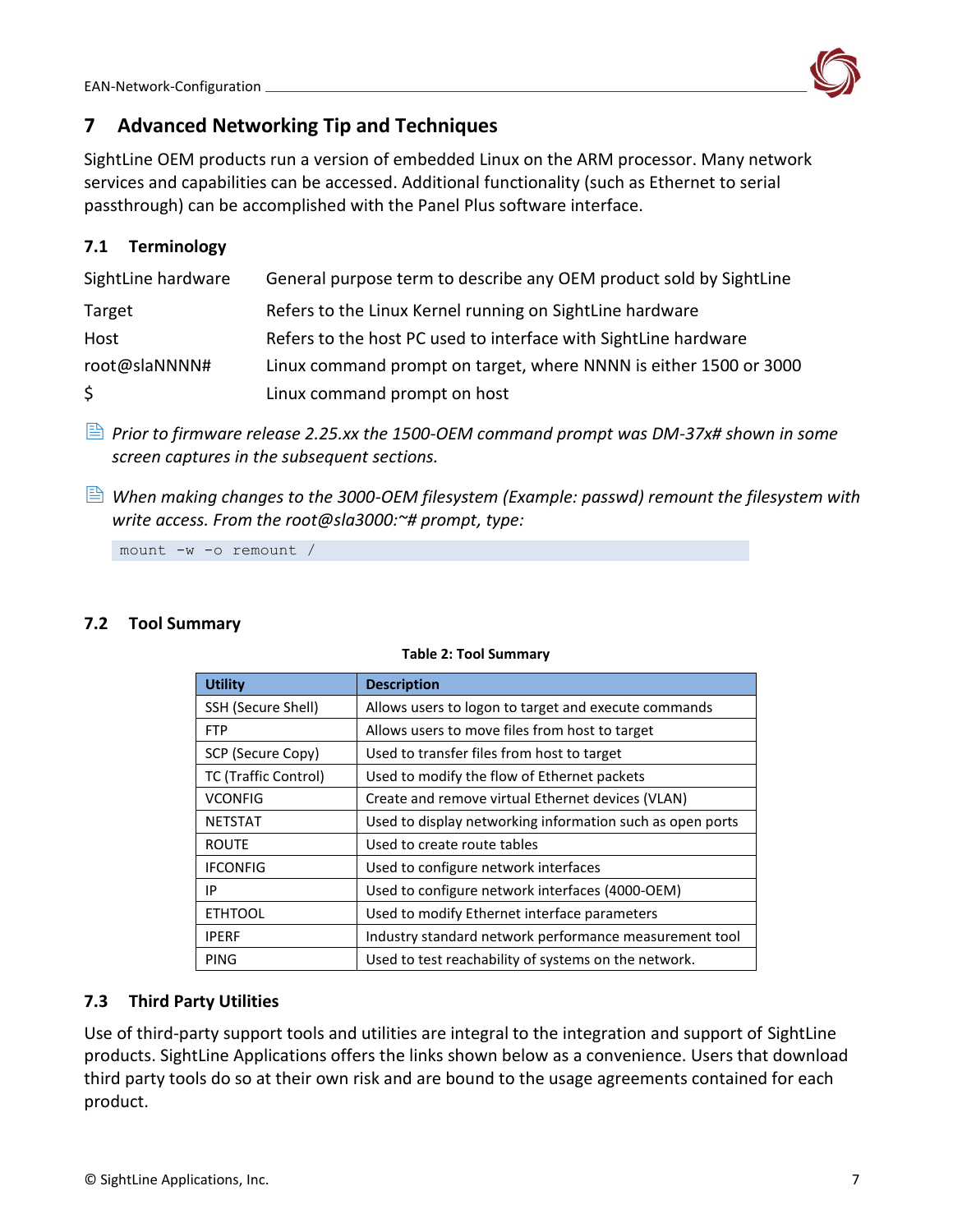# 7 Advanced Networking Tip and Techniques

SightLine OEM products run a version of embedded Linux on the ARM processor. Many network services and capabilities can be accessed. Additional functionality (such as Ethernet to serial passthrough) can be accomplished with the Panel Plus software interface.

## 7.1 Terminology

| | |
|---|---|
| SightLine hardware | General purpose term to describe any OEM product sold by SightLine |
| Target | Refers to the Linux Kernel running on SightLine hardware |
| Host | Refers to the host PC used to interface with SightLine hardware |
| root@slaNNNN# | Linux command prompt on target, where NNNN is either 1500 or 3000 |
| $ | Linux command prompt on host |

*Prior to firmware release 2.25.xx the 1500-OEM command prompt was DM-37x# shown in some screen captures in the subsequent sections.*

*When making changes to the 3000-OEM filesystem (Example: passwd) remount the filesystem with write access. From the root@sla3000:~# prompt, type:*

```
mount -w -o remount /
```

## 7.2 Tool Summary

**Table 2: Tool Summary**

| Utility | Description |
|---|---|
| SSH (Secure Shell) | Allows users to logon to target and execute commands |
| FTP | Allows users to move files from host to target |
| SCP (Secure Copy) | Used to transfer files from host to target |
| TC (Traffic Control) | Used to modify the flow of Ethernet packets |
| VCONFIG | Create and remove virtual Ethernet devices (VLAN) |
| NETSTAT | Used to display networking information such as open ports |
| ROUTE | Used to create route tables |
| IFCONFIG | Used to configure network interfaces |
| IP | Used to configure network interfaces (4000-OEM) |
| ETHTOOL | Used to modify Ethernet interface parameters |
| IPERF | Industry standard network performance measurement tool |
| PING | Used to test reachability of systems on the network. |

## 7.3 Third Party Utilities

Use of third-party support tools and utilities are integral to the integration and support of SightLine products. SightLine Applications offers the links shown below as a convenience. Users that download third party tools do so at their own risk and are bound to the usage agreements contained for each product.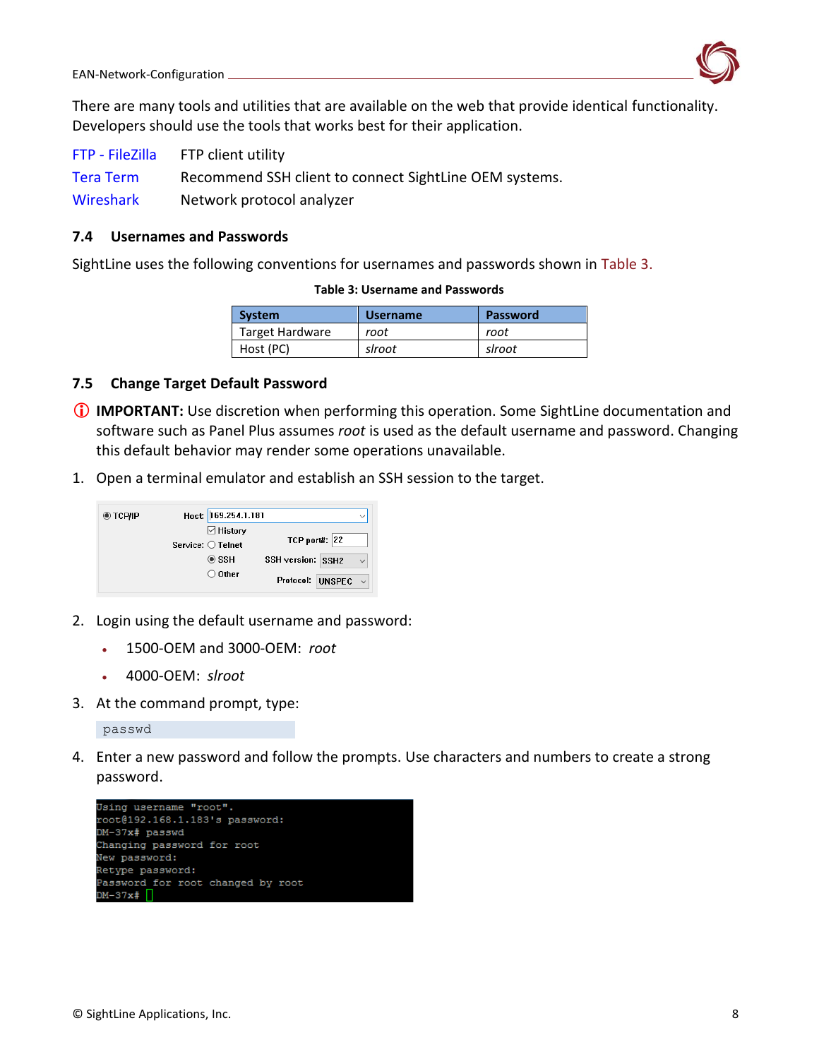There are many tools and utilities that are available on the web that provide identical functionality. Developers should use the tools that works best for their application.

| | |
|---|---|
| FTP - FileZilla | FTP client utility |
| Tera Term | Recommend SSH client to connect SightLine OEM systems. |
| Wireshark | Network protocol analyzer |

## 7.4 Usernames and Passwords

SightLine uses the following conventions for usernames and passwords shown in Table 3.

**Table 3: Username and Passwords**

| System | Username | Password |
|---|---|---|
| Target Hardware | *root* | *root* |
| Host (PC) | *slroot* | *slroot* |

## 7.5 Change Target Default Password

ⓘ **IMPORTANT:** Use discretion when performing this operation. Some SightLine documentation and software such as Panel Plus assumes *root* is used as the default username and password. Changing this default behavior may render some operations unavailable.

1. Open a terminal emulator and establish an SSH session to the target.

```
(•) TCP/IP     Host: 169.254.1.181
               [x] History
      Service: ( ) Telnet          TCP port#: 22
               (•) SSH          SSH version: SSH2
               ( ) Other           Protocol: UNSPEC
```

2. Login using the default username and password:
   - 1500-OEM and 3000-OEM: *root*
   - 4000-OEM: *slroot*
3. At the command prompt, type:

```
passwd
```

4. Enter a new password and follow the prompts. Use characters and numbers to create a strong password.

```
Using username "root".
root@192.168.1.183's password:
DM-37x# passwd
Changing password for root
New password:
Retype password:
Password for root changed by root
DM-37x#
```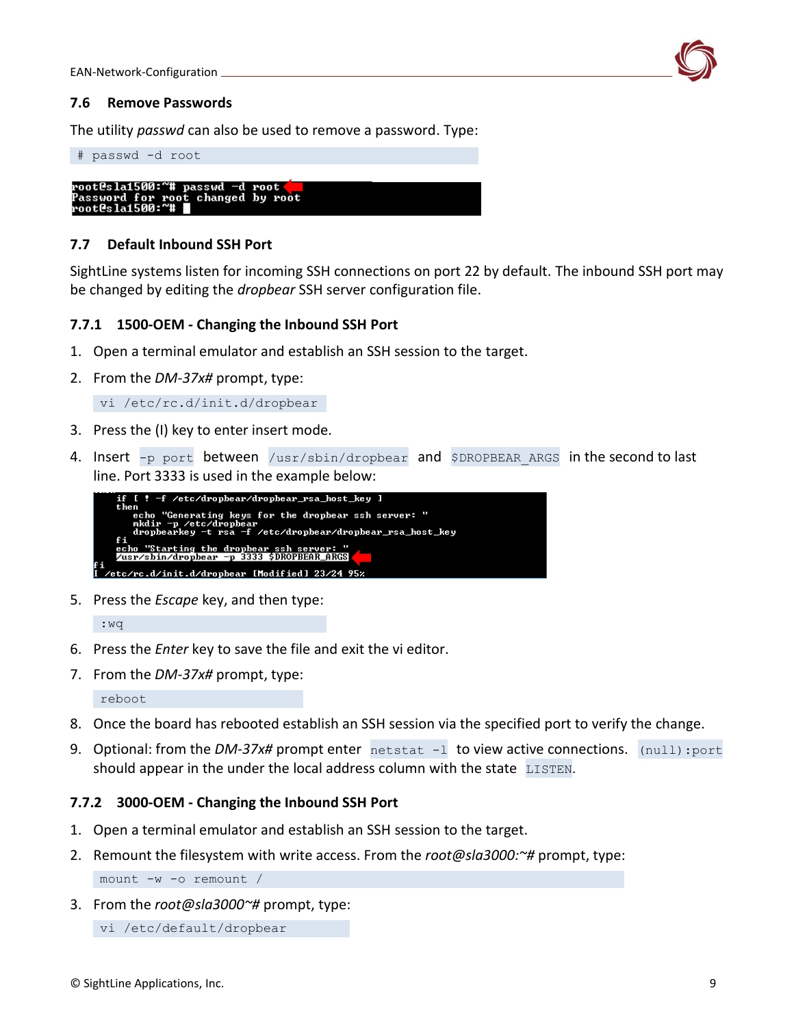### 7.6 Remove Passwords

The utility *passwd* can also be used to remove a password. Type:

```
# passwd -d root
```

```
root@sla1500:~# passwd -d root
Password for root changed by root
root@sla1500:~#
```

### 7.7 Default Inbound SSH Port

SightLine systems listen for incoming SSH connections on port 22 by default. The inbound SSH port may be changed by editing the *dropbear* SSH server configuration file.

#### 7.7.1 1500-OEM - Changing the Inbound SSH Port

1. Open a terminal emulator and establish an SSH session to the target.
2. From the *DM-37x#* prompt, type:

   ```
   vi /etc/rc.d/init.d/dropbear
   ```

3. Press the (I) key to enter insert mode.
4. Insert `-p port` between `/usr/sbin/dropbear` and `$DROPBEAR_ARGS` in the second to last line. Port 3333 is used in the example below:

   ```
       if [ ! -f /etc/dropbear/dropbear_rsa_host_key ]
       then
           echo "Generating keys for the dropbear ssh server: "
           mkdir -p /etc/dropbear
           dropbearkey -t rsa -f /etc/dropbear/dropbear_rsa_host_key
       fi
       echo "Starting the dropbear ssh server: "
       /usr/sbin/dropbear -p 3333 $DROPBEAR_ARGS
   fi
   I /etc/rc.d/init.d/dropbear [Modified] 23/24 95%
   ```

5. Press the *Escape* key, and then type:

   ```
   :wq
   ```

6. Press the *Enter* key to save the file and exit the vi editor.
7. From the *DM-37x#* prompt, type:

   ```
   reboot
   ```

8. Once the board has rebooted establish an SSH session via the specified port to verify the change.
9. Optional: from the *DM-37x#* prompt enter `netstat -l` to view active connections. `(null):port` should appear in the under the local address column with the state `LISTEN`.

#### 7.7.2 3000-OEM - Changing the Inbound SSH Port

1. Open a terminal emulator and establish an SSH session to the target.
2. Remount the filesystem with write access. From the *root@sla3000:~#* prompt, type:

   ```
   mount -w -o remount /
   ```

3. From the *root@sla3000~#* prompt, type:

   ```
   vi /etc/default/dropbear
   ```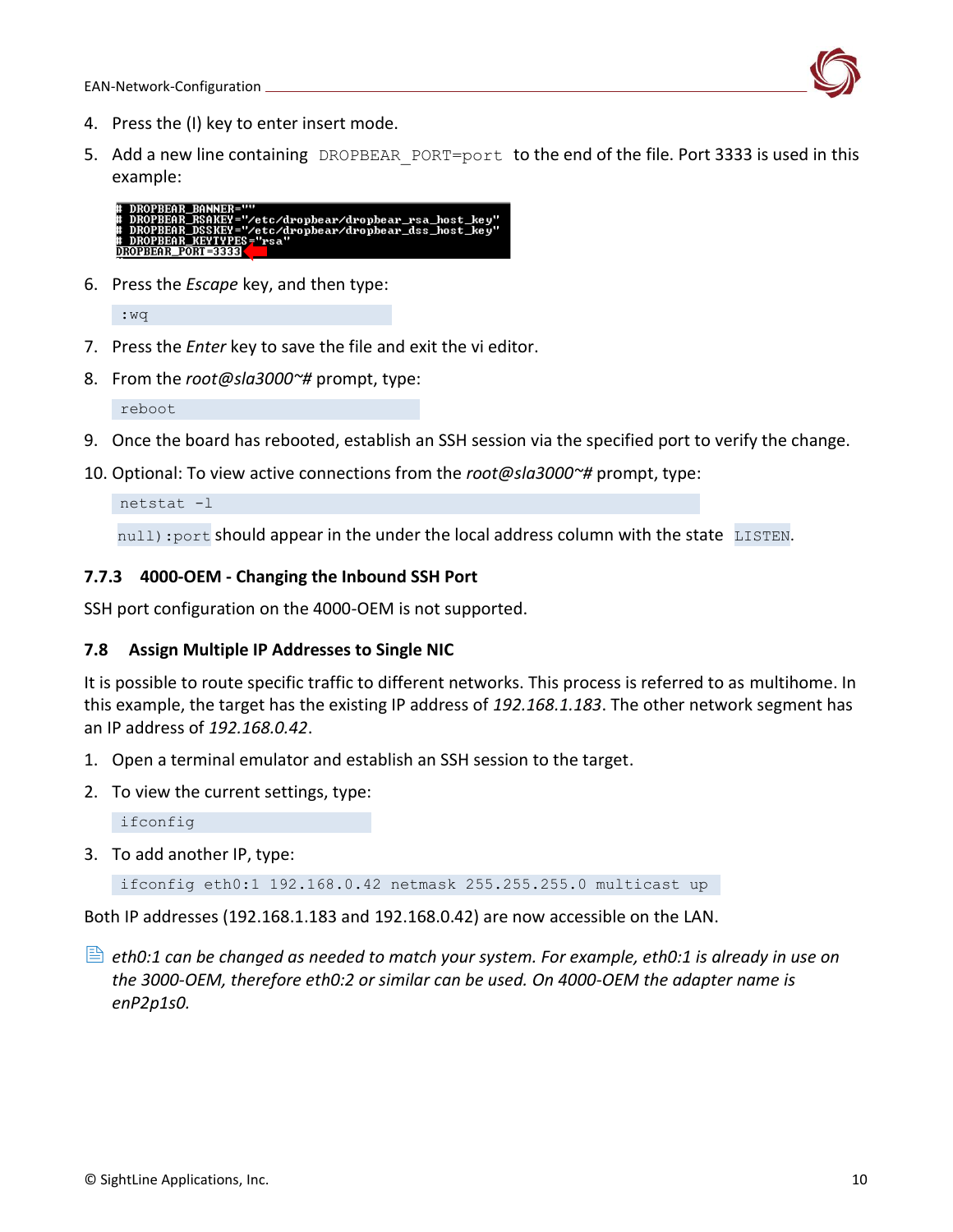4. Press the (I) key to enter insert mode.
5. Add a new line containing `DROPBEAR_PORT=port` to the end of the file. Port 3333 is used in this example:

```
# DROPBEAR_BANNER=""
# DROPBEAR_RSAKEY="/etc/dropbear/dropbear_rsa_host_key"
# DROPBEAR_DSSKEY="/etc/dropbear/dropbear_dss_host_key"
# DROPBEAR_KEYTYPES="rsa"
DROPBEAR_PORT=3333
```

6. Press the *Escape* key, and then type:

```
:wq
```

7. Press the *Enter* key to save the file and exit the vi editor.
8. From the *root@sla3000~#* prompt, type:

```
reboot
```

9. Once the board has rebooted, establish an SSH session via the specified port to verify the change.
10. Optional: To view active connections from the *root@sla3000~#* prompt, type:

```
netstat -l
```

`null):port` should appear in the under the local address column with the state `LISTEN`.

### 7.7.3 4000-OEM - Changing the Inbound SSH Port

SSH port configuration on the 4000-OEM is not supported.

## 7.8 Assign Multiple IP Addresses to Single NIC

It is possible to route specific traffic to different networks. This process is referred to as multihome. In this example, the target has the existing IP address of *192.168.1.183*. The other network segment has an IP address of *192.168.0.42*.

1. Open a terminal emulator and establish an SSH session to the target.
2. To view the current settings, type:

```
ifconfig
```

3. To add another IP, type:

```
ifconfig eth0:1 192.168.0.42 netmask 255.255.255.0 multicast up
```

Both IP addresses (192.168.1.183 and 192.168.0.42) are now accessible on the LAN.

*eth0:1 can be changed as needed to match your system. For example, eth0:1 is already in use on the 3000-OEM, therefore eth0:2 or similar can be used. On 4000-OEM the adapter name is enP2p1s0.*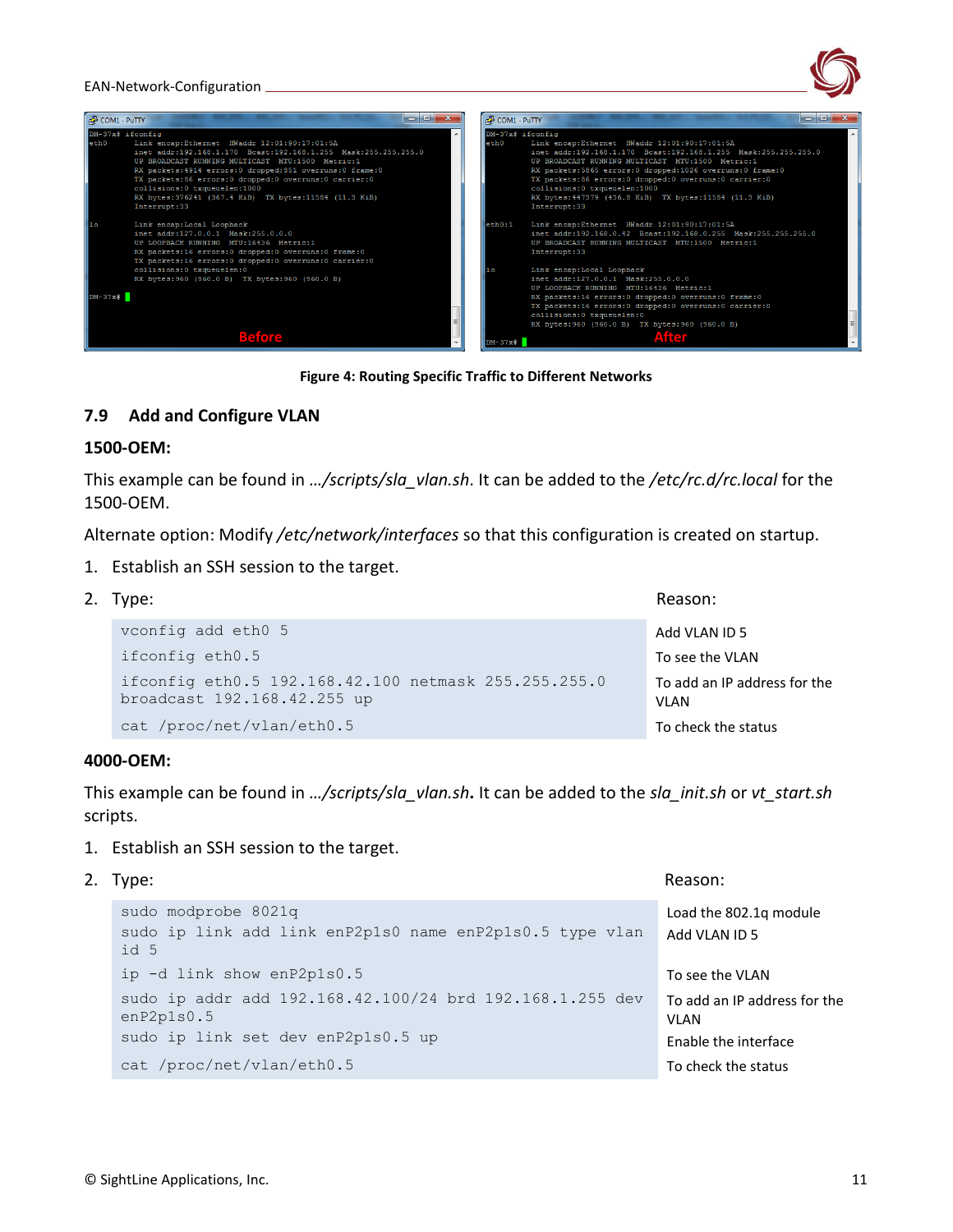Figure 4: Routing Specific Traffic to Different Networks

## 7.9 Add and Configure VLAN

### 1500-OEM:

This example can be found in *…/scripts/sla_vlan.sh*. It can be added to the */etc/rc.d/rc.local* for the 1500-OEM.

Alternate option: Modify */etc/network/interfaces* so that this configuration is created on startup.

1. Establish an SSH session to the target.
2. Type:

| Command | Reason: |
|---|---|
| `vconfig add eth0 5` | Add VLAN ID 5 |
| `ifconfig eth0.5` | To see the VLAN |
| `ifconfig eth0.5 192.168.42.100 netmask 255.255.255.0 broadcast 192.168.42.255 up` | To add an IP address for the VLAN |
| `cat /proc/net/vlan/eth0.5` | To check the status |

### 4000-OEM:

This example can be found in *…/scripts/sla_vlan.sh***.** It can be added to the *sla_init.sh* or *vt_start.sh* scripts.

1. Establish an SSH session to the target.
2. Type:

| Command | Reason: |
|---|---|
| `sudo modprobe 8021q` | Load the 802.1q module |
| `sudo ip link add link enP2p1s0 name enP2p1s0.5 type vlan id 5` | Add VLAN ID 5 |
| `ip -d link show enP2p1s0.5` | To see the VLAN |
| `sudo ip addr add 192.168.42.100/24 brd 192.168.1.255 dev enP2p1s0.5` | To add an IP address for the VLAN |
| `sudo ip link set dev enP2p1s0.5 up` | Enable the interface |
| `cat /proc/net/vlan/eth0.5` | To check the status |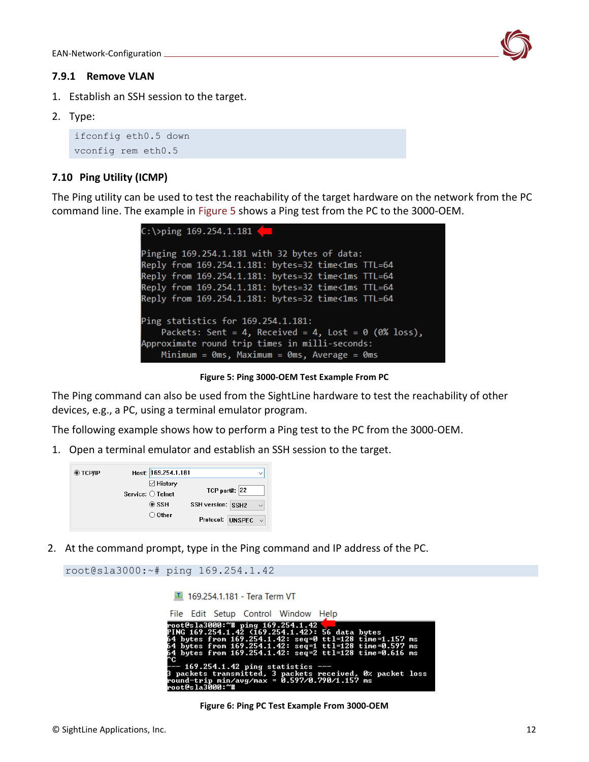### 7.9.1 Remove VLAN

1. Establish an SSH session to the target.
2. Type:

```
ifconfig eth0.5 down
vconfig rem eth0.5
```

### 7.10 Ping Utility (ICMP)

The Ping utility can be used to test the reachability of the target hardware on the network from the PC command line. The example in Figure 5 shows a Ping test from the PC to the 3000-OEM.

```
C:\>ping 169.254.1.181

Pinging 169.254.1.181 with 32 bytes of data:
Reply from 169.254.1.181: bytes=32 time<1ms TTL=64
Reply from 169.254.1.181: bytes=32 time<1ms TTL=64
Reply from 169.254.1.181: bytes=32 time<1ms TTL=64
Reply from 169.254.1.181: bytes=32 time<1ms TTL=64

Ping statistics for 169.254.1.181:
    Packets: Sent = 4, Received = 4, Lost = 0 (0% loss),
Approximate round trip times in milli-seconds:
    Minimum = 0ms, Maximum = 0ms, Average = 0ms
```

**Figure 5: Ping 3000-OEM Test Example From PC**

The Ping command can also be used from the SightLine hardware to test the reachability of other devices, e.g., a PC, using a terminal emulator program.

The following example shows how to perform a Ping test to the PC from the 3000-OEM.

1. Open a terminal emulator and establish an SSH session to the target.

2. At the command prompt, type in the Ping command and IP address of the PC.

```
root@sla3000:~# ping 169.254.1.42
```

```
root@sla3000:~# ping 169.254.1.42
PING 169.254.1.42 (169.254.1.42): 56 data bytes
64 bytes from 169.254.1.42: seq=0 ttl=128 time=1.157 ms
64 bytes from 169.254.1.42: seq=1 ttl=128 time=0.597 ms
64 bytes from 169.254.1.42: seq=2 ttl=128 time=0.616 ms
^C
--- 169.254.1.42 ping statistics ---
3 packets transmitted, 3 packets received, 0% packet loss
round-trip min/avg/max = 0.597/0.790/1.157 ms
root@sla3000:~#
```

**Figure 6: Ping PC Test Example From 3000-OEM**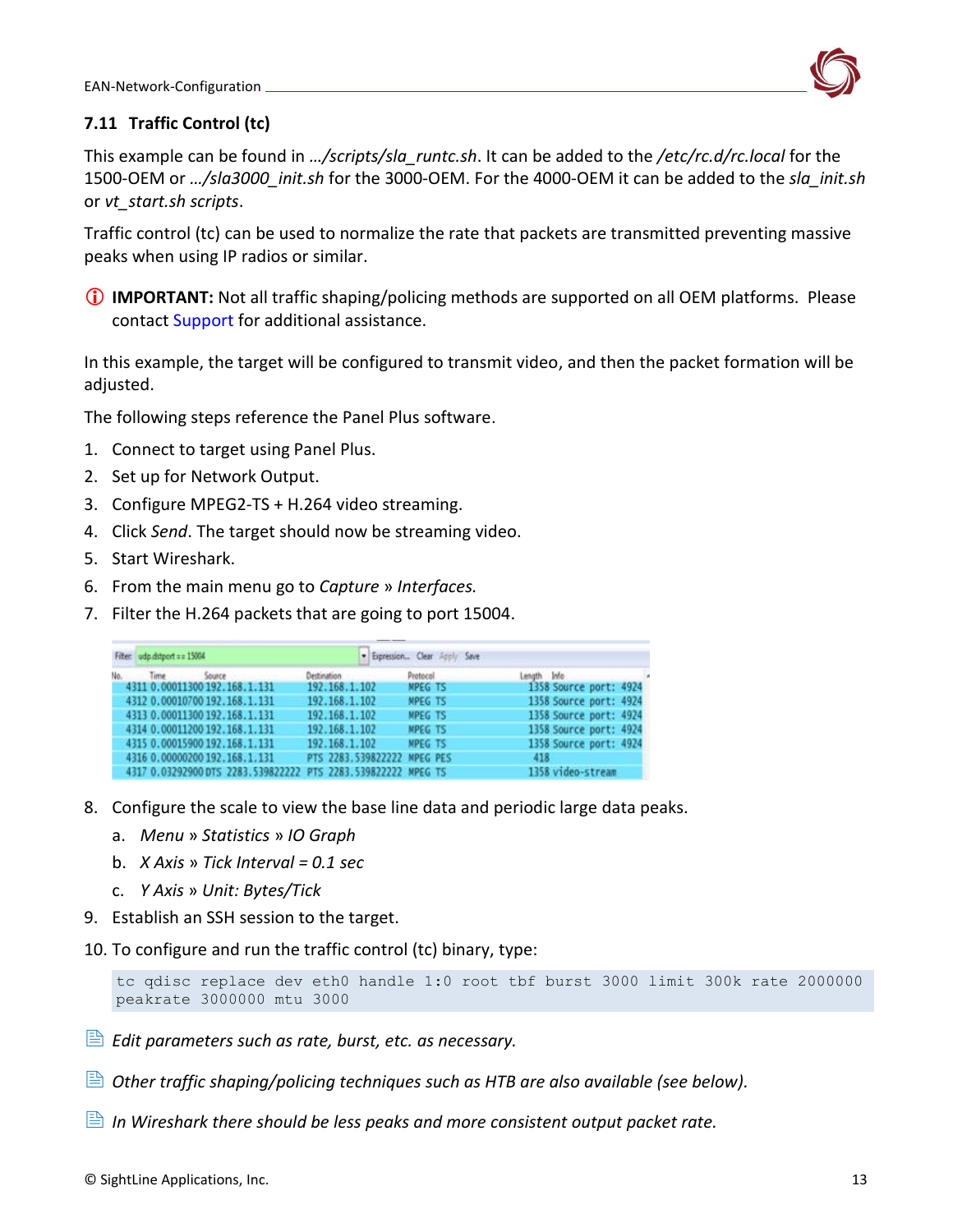### 7.11 Traffic Control (tc)

This example can be found in *…/scripts/sla_runtc.sh*. It can be added to the */etc/rc.d/rc.local* for the 1500-OEM or *…/sla3000_init.sh* for the 3000-OEM. For the 4000-OEM it can be added to the *sla_init.sh* or *vt_start.sh scripts*.

Traffic control (tc) can be used to normalize the rate that packets are transmitted preventing massive peaks when using IP radios or similar.

**IMPORTANT:** Not all traffic shaping/policing methods are supported on all OEM platforms. Please contact Support for additional assistance.

In this example, the target will be configured to transmit video, and then the packet formation will be adjusted.

The following steps reference the Panel Plus software.

1. Connect to target using Panel Plus.
2. Set up for Network Output.
3. Configure MPEG2-TS + H.264 video streaming.
4. Click *Send*. The target should now be streaming video.
5. Start Wireshark.
6. From the main menu go to *Capture* » *Interfaces.*
7. Filter the H.264 packets that are going to port 15004.

Filter: udp.dstport == 15004

| No. | Time | Source | Destination | Protocol | Length | Info |
|---|---|---|---|---|---|---|
| 4311 | 0.00011300 | 192.168.1.131 | 192.168.1.102 | MPEG TS | 1358 | Source port: 4924 |
| 4312 | 0.00010700 | 192.168.1.131 | 192.168.1.102 | MPEG TS | 1358 | Source port: 4924 |
| 4313 | 0.00011300 | 192.168.1.131 | 192.168.1.102 | MPEG TS | 1358 | Source port: 4924 |
| 4314 | 0.00011200 | 192.168.1.131 | 192.168.1.102 | MPEG TS | 1358 | Source port: 4924 |
| 4315 | 0.00015900 | 192.168.1.131 | 192.168.1.102 | MPEG TS | 1358 | Source port: 4924 |
| 4316 | 0.00000200 | 192.168.1.131 | PTS 2283.539822222 | MPEG PES | 418 | |
| 4317 | 0.03292900 | DTS 2283.539822222 | PTS 2283.539822222 | MPEG TS | 1358 | video-stream |

8. Configure the scale to view the base line data and periodic large data peaks.
   a. *Menu* » *Statistics* » *IO Graph*
   b. *X Axis* » *Tick Interval = 0.1 sec*
   c. *Y Axis* » *Unit: Bytes/Tick*
9. Establish an SSH session to the target.
10. To configure and run the traffic control (tc) binary, type:

```
tc qdisc replace dev eth0 handle 1:0 root tbf burst 3000 limit 300k rate 2000000
peakrate 3000000 mtu 3000
```

*Edit parameters such as rate, burst, etc. as necessary.*

*Other traffic shaping/policing techniques such as HTB are also available (see below).*

*In Wireshark there should be less peaks and more consistent output packet rate.*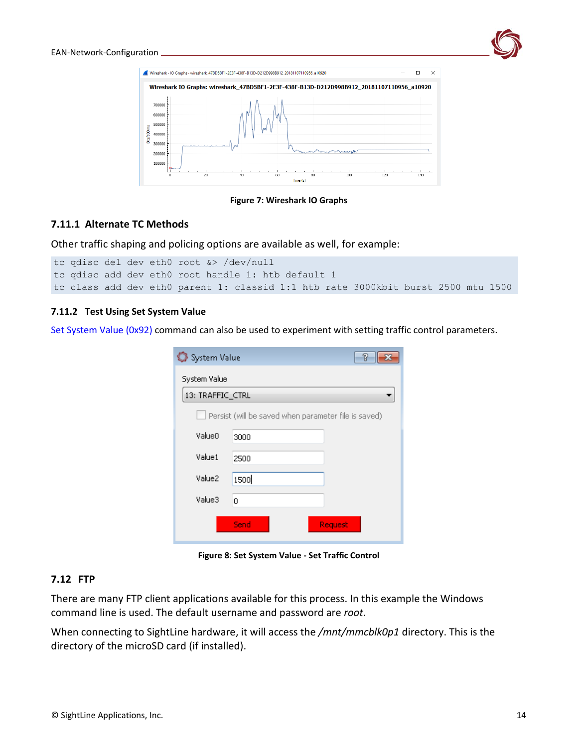Figure 7: Wireshark IO Graphs

### 7.11.1 Alternate TC Methods

Other traffic shaping and policing options are available as well, for example:

```
tc qdisc del dev eth0 root &> /dev/null
tc qdisc add dev eth0 root handle 1: htb default 1
tc class add dev eth0 parent 1: classid 1:1 htb rate 3000kbit burst 2500 mtu 1500
```

### 7.11.2 Test Using Set System Value

Set System Value (0x92) command can also be used to experiment with setting traffic control parameters.

Figure 8: Set System Value - Set Traffic Control

## 7.12 FTP

There are many FTP client applications available for this process. In this example the Windows command line is used. The default username and password are *root*.

When connecting to SightLine hardware, it will access the */mnt/mmcblk0p1* directory. This is the directory of the microSD card (if installed).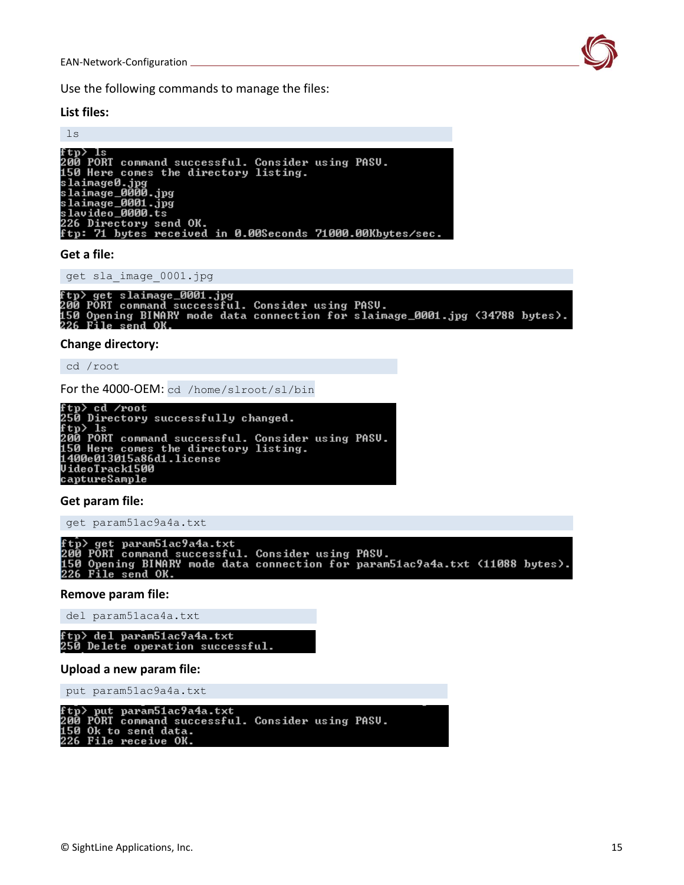Use the following commands to manage the files:

**List files:**

```
ls
```

```
ftp> ls
200 PORT command successful. Consider using PASV.
150 Here comes the directory listing.
slaimage0.jpg
slaimage_0000.jpg
slaimage_0001.jpg
slavideo_0000.ts
226 Directory send OK.
ftp: 71 bytes received in 0.00Seconds 71000.00Kbytes/sec.
```

**Get a file:**

```
get sla_image_0001.jpg
```

```
ftp> get slaimage_0001.jpg
200 PORT command successful. Consider using PASV.
150 Opening BINARY mode data connection for slaimage_0001.jpg (34788 bytes).
226 File send OK.
```

**Change directory:**

```
cd /root
```

For the 4000-OEM: `cd /home/slroot/sl/bin`

```
ftp> cd /root
250 Directory successfully changed.
ftp> ls
200 PORT command successful. Consider using PASV.
150 Here comes the directory listing.
1400e013015a86d1.license
VideoTrack1500
captureSample
```

**Get param file:**

```
get param51ac9a4a.txt
```

```
ftp> get param51ac9a4a.txt
200 PORT command successful. Consider using PASV.
150 Opening BINARY mode data connection for param51ac9a4a.txt (11088 bytes).
226 File send OK.
```

**Remove param file:**

```
del param51aca4a.txt
```

```
ftp> del param51ac9a4a.txt
250 Delete operation successful.
```

**Upload a new param file:**

```
put param51ac9a4a.txt
```

```
ftp> put param51ac9a4a.txt
200 PORT command successful. Consider using PASV.
150 Ok to send data.
226 File receive OK.
```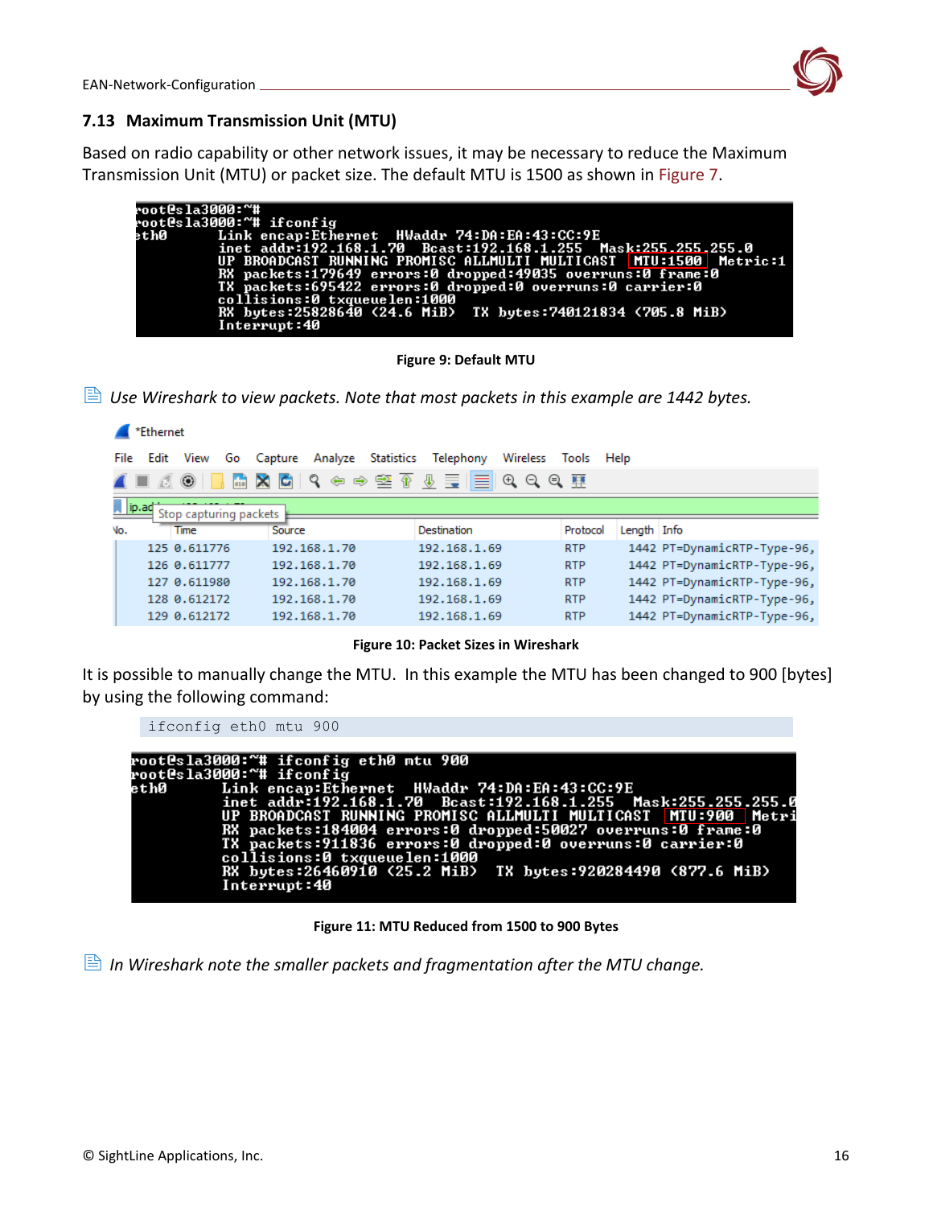## 7.13 Maximum Transmission Unit (MTU)

Based on radio capability or other network issues, it may be necessary to reduce the Maximum Transmission Unit (MTU) or packet size. The default MTU is 1500 as shown in Figure 7.

```
root@sla3000:~#
root@sla3000:~# ifconfig
eth0      Link encap:Ethernet  HWaddr 74:DA:EA:43:CC:9E
          inet addr:192.168.1.70  Bcast:192.168.1.255  Mask:255.255.255.0
          UP BROADCAST RUNNING PROMISC ALLMULTI MULTICAST  MTU:1500  Metric:1
          RX packets:179649 errors:0 dropped:49035 overruns:0 frame:0
          TX packets:695422 errors:0 dropped:0 overruns:0 carrier:0
          collisions:0 txqueuelen:1000
          RX bytes:25828640 (24.6 MiB)  TX bytes:740121834 (705.8 MiB)
          Interrupt:40
```

**Figure 9: Default MTU**

*Use Wireshark to view packets. Note that most packets in this example are 1442 bytes.*

| No. | Time | Source | Destination | Protocol | Length | Info |
|---|---|---|---|---|---|---|
| 125 | 0.611776 | 192.168.1.70 | 192.168.1.69 | RTP | 1442 | PT=DynamicRTP-Type-96, |
| 126 | 0.611777 | 192.168.1.70 | 192.168.1.69 | RTP | 1442 | PT=DynamicRTP-Type-96, |
| 127 | 0.611980 | 192.168.1.70 | 192.168.1.69 | RTP | 1442 | PT=DynamicRTP-Type-96, |
| 128 | 0.612172 | 192.168.1.70 | 192.168.1.69 | RTP | 1442 | PT=DynamicRTP-Type-96, |
| 129 | 0.612172 | 192.168.1.70 | 192.168.1.69 | RTP | 1442 | PT=DynamicRTP-Type-96, |

**Figure 10: Packet Sizes in Wireshark**

It is possible to manually change the MTU. In this example the MTU has been changed to 900 [bytes] by using the following command:

```
ifconfig eth0 mtu 900
```

```
root@sla3000:~# ifconfig eth0 mtu 900
root@sla3000:~# ifconfig
eth0      Link encap:Ethernet  HWaddr 74:DA:EA:43:CC:9E
          inet addr:192.168.1.70  Bcast:192.168.1.255  Mask:255.255.255.0
          UP BROADCAST RUNNING PROMISC ALLMULTI MULTICAST  MTU:900  Metri
          RX packets:184004 errors:0 dropped:50027 overruns:0 frame:0
          TX packets:911836 errors:0 dropped:0 overruns:0 carrier:0
          collisions:0 txqueuelen:1000
          RX bytes:26460910 (25.2 MiB)  TX bytes:920284490 (877.6 MiB)
          Interrupt:40
```

**Figure 11: MTU Reduced from 1500 to 900 Bytes**

*In Wireshark note the smaller packets and fragmentation after the MTU change.*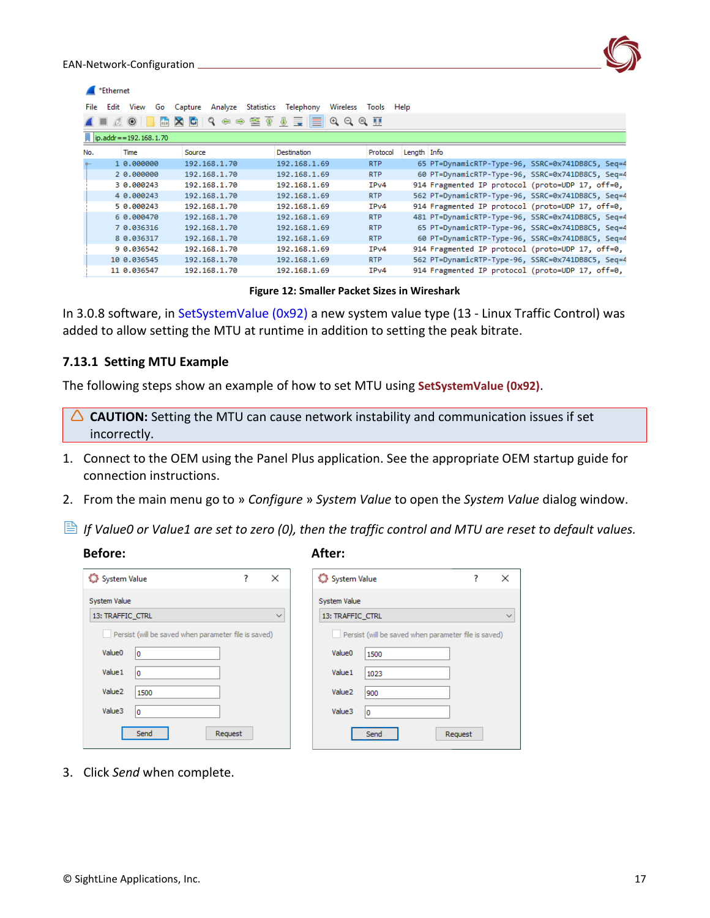| No. | Time | Source | Destination | Protocol | Length | Info |
|---|---|---|---|---|---|---|
| 1 | 0.000000 | 192.168.1.70 | 192.168.1.69 | RTP | 65 | PT=DynamicRTP-Type-96, SSRC=0x741DB8C5, Seq=4 |
| 2 | 0.000000 | 192.168.1.70 | 192.168.1.69 | RTP | 60 | PT=DynamicRTP-Type-96, SSRC=0x741DB8C5, Seq=4 |
| 3 | 0.000243 | 192.168.1.70 | 192.168.1.69 | IPv4 | 914 | Fragmented IP protocol (proto=UDP 17, off=0, |
| 4 | 0.000243 | 192.168.1.70 | 192.168.1.69 | RTP | 562 | PT=DynamicRTP-Type-96, SSRC=0x741DB8C5, Seq=4 |
| 5 | 0.000243 | 192.168.1.70 | 192.168.1.69 | IPv4 | 914 | Fragmented IP protocol (proto=UDP 17, off=0, |
| 6 | 0.000470 | 192.168.1.70 | 192.168.1.69 | RTP | 481 | PT=DynamicRTP-Type-96, SSRC=0x741DB8C5, Seq=4 |
| 7 | 0.036316 | 192.168.1.70 | 192.168.1.69 | RTP | 65 | PT=DynamicRTP-Type-96, SSRC=0x741DB8C5, Seq=4 |
| 8 | 0.036317 | 192.168.1.70 | 192.168.1.69 | RTP | 60 | PT=DynamicRTP-Type-96, SSRC=0x741DB8C5, Seq=4 |
| 9 | 0.036542 | 192.168.1.70 | 192.168.1.69 | IPv4 | 914 | Fragmented IP protocol (proto=UDP 17, off=0, |
| 10 | 0.036545 | 192.168.1.70 | 192.168.1.69 | RTP | 562 | PT=DynamicRTP-Type-96, SSRC=0x741DB8C5, Seq=4 |
| 11 | 0.036547 | 192.168.1.70 | 192.168.1.69 | IPv4 | 914 | Fragmented IP protocol (proto=UDP 17, off=0, |

**Figure 12: Smaller Packet Sizes in Wireshark**

In 3.0.8 software, in SetSystemValue (0x92) a new system value type (13 - Linux Traffic Control) was added to allow setting the MTU at runtime in addition to setting the peak bitrate.

### 7.13.1 Setting MTU Example

The following steps show an example of how to set MTU using **SetSystemValue (0x92)**.

> **CAUTION:** Setting the MTU can cause network instability and communication issues if set incorrectly.

1. Connect to the OEM using the Panel Plus application. See the appropriate OEM startup guide for connection instructions.
2. From the main menu go to » *Configure* » *System Value* to open the *System Value* dialog window.

*If Value0 or Value1 are set to zero (0), then the traffic control and MTU are reset to default values.*

**Before:**

System Value: 13: TRAFFIC_CTRL

| Field | Value |
|---|---|
| Value0 | 0 |
| Value1 | 0 |
| Value2 | 1500 |
| Value3 | 0 |

**After:**

System Value: 13: TRAFFIC_CTRL

| Field | Value |
|---|---|
| Value0 | 1500 |
| Value1 | 1023 |
| Value2 | 900 |
| Value3 | 0 |

3. Click *Send* when complete.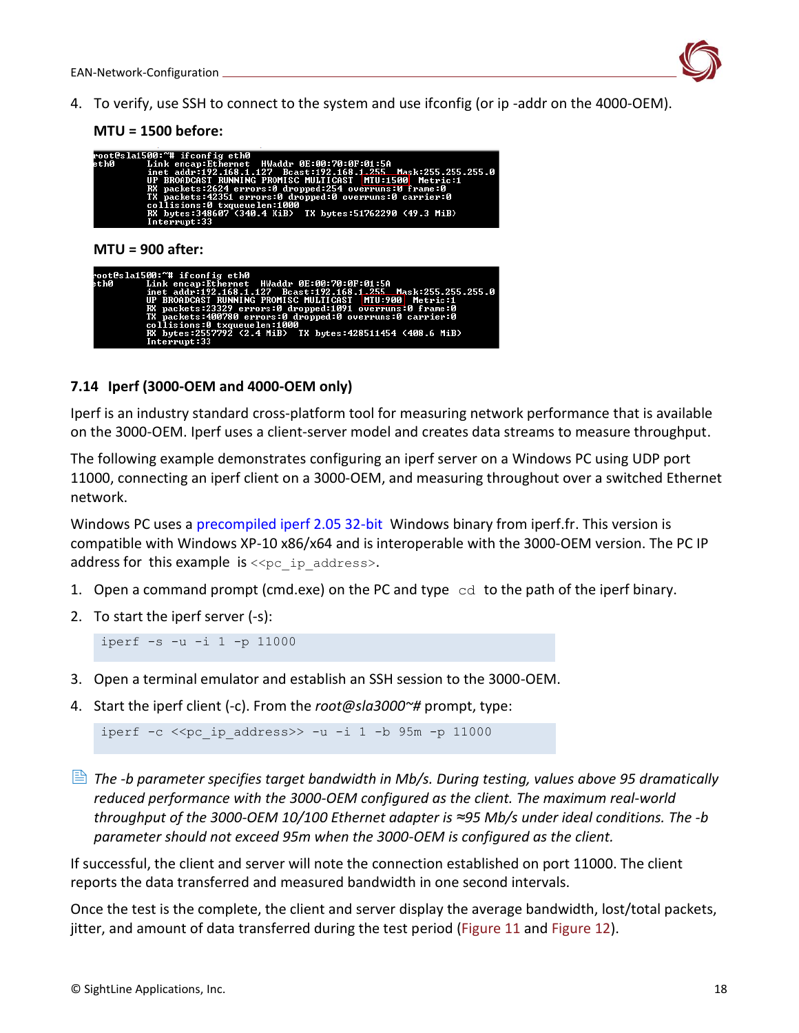4. To verify, use SSH to connect to the system and use ifconfig (or ip -addr on the 4000-OEM).

**MTU = 1500 before:**

```
root@sla1500:~# ifconfig eth0
eth0      Link encap:Ethernet  HWaddr 0E:00:70:0F:01:5A
          inet addr:192.168.1.127  Bcast:192.168.1.255  Mask:255.255.255.0
          UP BROADCAST RUNNING PROMISC MULTICAST  MTU:1500  Metric:1
          RX packets:2624 errors:0 dropped:254 overruns:0 frame:0
          TX packets:42351 errors:0 dropped:0 overruns:0 carrier:0
          collisions:0 txqueuelen:1000
          RX bytes:348607 (340.4 KiB)  TX bytes:51762290 (49.3 MiB)
          Interrupt:33
```

**MTU = 900 after:**

```
root@sla1500:~# ifconfig eth0
eth0      Link encap:Ethernet  HWaddr 0E:00:70:0F:01:5A
          inet addr:192.168.1.127  Bcast:192.168.1.255  Mask:255.255.255.0
          UP BROADCAST RUNNING PROMISC MULTICAST  MTU:900  Metric:1
          RX packets:23329 errors:0 dropped:1091 overruns:0 frame:0
          TX packets:400780 errors:0 dropped:0 overruns:0 carrier:0
          collisions:0 txqueuelen:1000
          RX bytes:2557792 (2.4 MiB)  TX bytes:428511454 (408.6 MiB)
          Interrupt:33
```

### 7.14 Iperf (3000-OEM and 4000-OEM only)

Iperf is an industry standard cross-platform tool for measuring network performance that is available on the 3000-OEM. Iperf uses a client-server model and creates data streams to measure throughput.

The following example demonstrates configuring an iperf server on a Windows PC using UDP port 11000, connecting an iperf client on a 3000-OEM, and measuring throughout over a switched Ethernet network.

Windows PC uses a precompiled iperf 2.05 32-bit Windows binary from iperf.fr. This version is compatible with Windows XP-10 x86/x64 and is interoperable with the 3000-OEM version. The PC IP address for this example is `<<pc_ip_address>`.

1. Open a command prompt (cmd.exe) on the PC and type `cd` to the path of the iperf binary.
2. To start the iperf server (-s):

```
iperf -s -u -i 1 -p 11000
```

3. Open a terminal emulator and establish an SSH session to the 3000-OEM.
4. Start the iperf client (-c). From the *root@sla3000~#* prompt, type:

```
iperf -c <<pc_ip_address>> -u -i 1 -b 95m -p 11000
```

*The -b parameter specifies target bandwidth in Mb/s. During testing, values above 95 dramatically reduced performance with the 3000-OEM configured as the client. The maximum real-world throughput of the 3000-OEM 10/100 Ethernet adapter is ≈95 Mb/s under ideal conditions. The -b parameter should not exceed 95m when the 3000-OEM is configured as the client.*

If successful, the client and server will note the connection established on port 11000. The client reports the data transferred and measured bandwidth in one second intervals.

Once the test is the complete, the client and server display the average bandwidth, lost/total packets, jitter, and amount of data transferred during the test period (Figure 11 and Figure 12).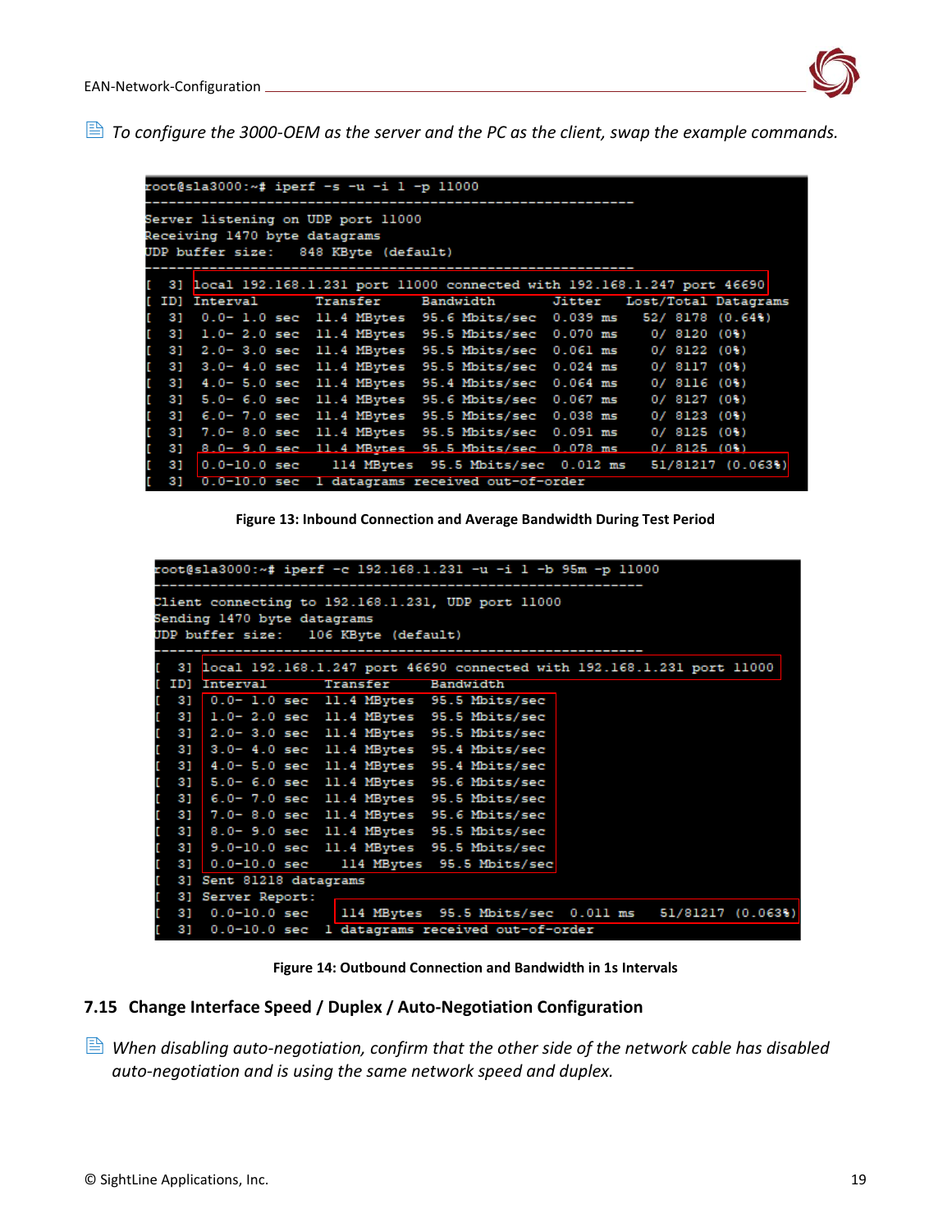*To configure the 3000-OEM as the server and the PC as the client, swap the example commands.*

```
root@sla3000:~# iperf -s -u -i 1 -p 11000
------------------------------------------------------------
Server listening on UDP port 11000
Receiving 1470 byte datagrams
UDP buffer size:   848 KByte (default)
------------------------------------------------------------
[  3] local 192.168.1.231 port 11000 connected with 192.168.1.247 port 46690
[ ID] Interval       Transfer     Bandwidth        Jitter   Lost/Total Datagrams
[  3]  0.0- 1.0 sec  11.4 MBytes  95.6 Mbits/sec  0.039 ms   52/ 8178 (0.64%)
[  3]  1.0- 2.0 sec  11.4 MBytes  95.5 Mbits/sec  0.070 ms    0/ 8120 (0%)
[  3]  2.0- 3.0 sec  11.4 MBytes  95.5 Mbits/sec  0.061 ms    0/ 8122 (0%)
[  3]  3.0- 4.0 sec  11.4 MBytes  95.5 Mbits/sec  0.024 ms    0/ 8117 (0%)
[  3]  4.0- 5.0 sec  11.4 MBytes  95.4 Mbits/sec  0.064 ms    0/ 8116 (0%)
[  3]  5.0- 6.0 sec  11.4 MBytes  95.6 Mbits/sec  0.067 ms    0/ 8127 (0%)
[  3]  6.0- 7.0 sec  11.4 MBytes  95.5 Mbits/sec  0.038 ms    0/ 8123 (0%)
[  3]  7.0- 8.0 sec  11.4 MBytes  95.5 Mbits/sec  0.091 ms    0/ 8125 (0%)
[  3]  8.0- 9.0 sec  11.4 MBytes  95.5 Mbits/sec  0.078 ms    0/ 8125 (0%)
[  3]  0.0-10.0 sec   114 MBytes  95.5 Mbits/sec  0.012 ms   51/81217 (0.063%)
[  3]  0.0-10.0 sec  1 datagrams received out-of-order
```

**Figure 13: Inbound Connection and Average Bandwidth During Test Period**

```
root@sla3000:~# iperf -c 192.168.1.231 -u -i 1 -b 95m -p 11000
------------------------------------------------------------
Client connecting to 192.168.1.231, UDP port 11000
Sending 1470 byte datagrams
UDP buffer size:   106 KByte (default)
------------------------------------------------------------
[  3] local 192.168.1.247 port 46690 connected with 192.168.1.231 port 11000
[ ID] Interval       Transfer     Bandwidth
[  3]  0.0- 1.0 sec  11.4 MBytes  95.5 Mbits/sec
[  3]  1.0- 2.0 sec  11.4 MBytes  95.5 Mbits/sec
[  3]  2.0- 3.0 sec  11.4 MBytes  95.5 Mbits/sec
[  3]  3.0- 4.0 sec  11.4 MBytes  95.4 Mbits/sec
[  3]  4.0- 5.0 sec  11.4 MBytes  95.4 Mbits/sec
[  3]  5.0- 6.0 sec  11.4 MBytes  95.6 Mbits/sec
[  3]  6.0- 7.0 sec  11.4 MBytes  95.5 Mbits/sec
[  3]  7.0- 8.0 sec  11.4 MBytes  95.6 Mbits/sec
[  3]  8.0- 9.0 sec  11.4 MBytes  95.5 Mbits/sec
[  3]  9.0-10.0 sec  11.4 MBytes  95.5 Mbits/sec
[  3]  0.0-10.0 sec   114 MBytes  95.5 Mbits/sec
[  3] Sent 81218 datagrams
[  3] Server Report:
[  3]  0.0-10.0 sec   114 MBytes  95.5 Mbits/sec  0.011 ms   51/81217 (0.063%)
[  3]  0.0-10.0 sec  1 datagrams received out-of-order
```

**Figure 14: Outbound Connection and Bandwidth in 1s Intervals**

### 7.15 Change Interface Speed / Duplex / Auto-Negotiation Configuration

*When disabling auto-negotiation, confirm that the other side of the network cable has disabled auto-negotiation and is using the same network speed and duplex.*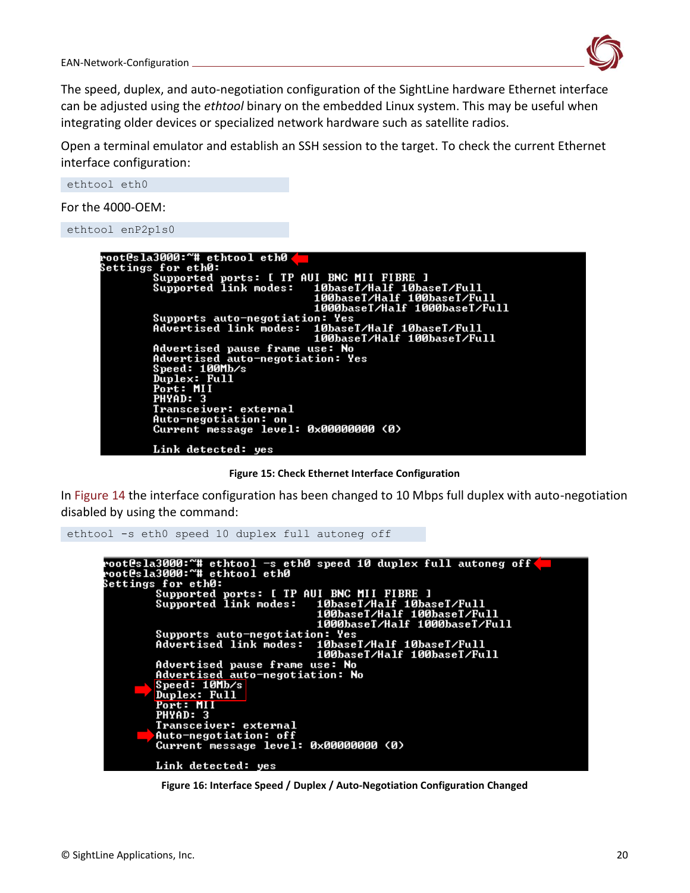The speed, duplex, and auto-negotiation configuration of the SightLine hardware Ethernet interface can be adjusted using the *ethtool* binary on the embedded Linux system. This may be useful when integrating older devices or specialized network hardware such as satellite radios.

Open a terminal emulator and establish an SSH session to the target. To check the current Ethernet interface configuration:

```
ethtool eth0
```

For the 4000-OEM:

```
ethtool enP2p1s0
```

```
root@sla3000:~# ethtool eth0
Settings for eth0:
        Supported ports: [ TP AUI BNC MII FIBRE ]
        Supported link modes:   10baseT/Half 10baseT/Full
                                100baseT/Half 100baseT/Full
                                1000baseT/Half 1000baseT/Full
        Supports auto-negotiation: Yes
        Advertised link modes:  10baseT/Half 10baseT/Full
                                100baseT/Half 100baseT/Full
        Advertised pause frame use: No
        Advertised auto-negotiation: Yes
        Speed: 100Mb/s
        Duplex: Full
        Port: MII
        PHYAD: 3
        Transceiver: external
        Auto-negotiation: on
        Current message level: 0x00000000 (0)

        Link detected: yes
```

**Figure 15: Check Ethernet Interface Configuration**

In Figure 14 the interface configuration has been changed to 10 Mbps full duplex with auto-negotiation disabled by using the command:

```
ethtool -s eth0 speed 10 duplex full autoneg off
```

```
root@sla3000:~# ethtool -s eth0 speed 10 duplex full autoneg off
root@sla3000:~# ethtool eth0
Settings for eth0:
        Supported ports: [ TP AUI BNC MII FIBRE ]
        Supported link modes:   10baseT/Half 10baseT/Full
                                100baseT/Half 100baseT/Full
                                1000baseT/Half 1000baseT/Full
        Supports auto-negotiation: Yes
        Advertised link modes:  10baseT/Half 10baseT/Full
                                100baseT/Half 100baseT/Full
        Advertised pause frame use: No
        Advertised auto-negotiation: No
        Speed: 10Mb/s
        Duplex: Full
        Port: MII
        PHYAD: 3
        Transceiver: external
        Auto-negotiation: off
        Current message level: 0x00000000 (0)

        Link detected: yes
```

**Figure 16: Interface Speed / Duplex / Auto-Negotiation Configuration Changed**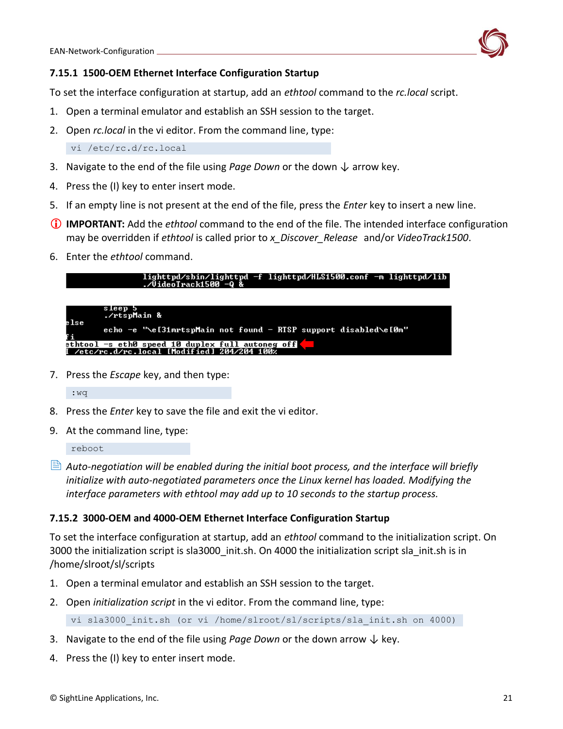### 7.15.1 1500-OEM Ethernet Interface Configuration Startup

To set the interface configuration at startup, add an *ethtool* command to the *rc.local* script.

1. Open a terminal emulator and establish an SSH session to the target.
2. Open *rc.local* in the vi editor. From the command line, type:

```
vi /etc/rc.d/rc.local
```

3. Navigate to the end of the file using *Page Down* or the down ↓ arrow key.
4. Press the (I) key to enter insert mode.
5. If an empty line is not present at the end of the file, press the *Enter* key to insert a new line.

ⓘ **IMPORTANT:** Add the *ethtool* command to the end of the file. The intended interface configuration may be overridden if *ethtool* is called prior to *x_Discover_Release* and/or *VideoTrack1500*.

6. Enter the *ethtool* command.

```
        lighttpd/sbin/lighttpd -f lighttpd/HLS1500.conf -m lighttpd/lib
        ./VideoTrack1500 -Q &
```

```
        sleep 5
        ./rtspMain &
else
        echo -e "\e[31mrtspMain not found - RTSP support disabled\e[0m"
fi
ethtool -s eth0 speed 10 duplex full autoneg off
I /etc/rc.d/rc.local [Modified] 204/204 100%
```

7. Press the *Escape* key, and then type:

```
:wq
```

8. Press the *Enter* key to save the file and exit the vi editor.
9. At the command line, type:

```
reboot
```

*Auto-negotiation will be enabled during the initial boot process, and the interface will briefly initialize with auto-negotiated parameters once the Linux kernel has loaded. Modifying the interface parameters with ethtool may add up to 10 seconds to the startup process.*

### 7.15.2 3000-OEM and 4000-OEM Ethernet Interface Configuration Startup

To set the interface configuration at startup, add an *ethtool* command to the initialization script. On 3000 the initialization script is sla3000_init.sh. On 4000 the initialization script sla_init.sh is in /home/slroot/sl/scripts

1. Open a terminal emulator and establish an SSH session to the target.
2. Open *initialization script* in the vi editor. From the command line, type:

```
vi sla3000_init.sh (or vi /home/slroot/sl/scripts/sla_init.sh on 4000)
```

3. Navigate to the end of the file using *Page Down* or the down arrow ↓ key.
4. Press the (I) key to enter insert mode.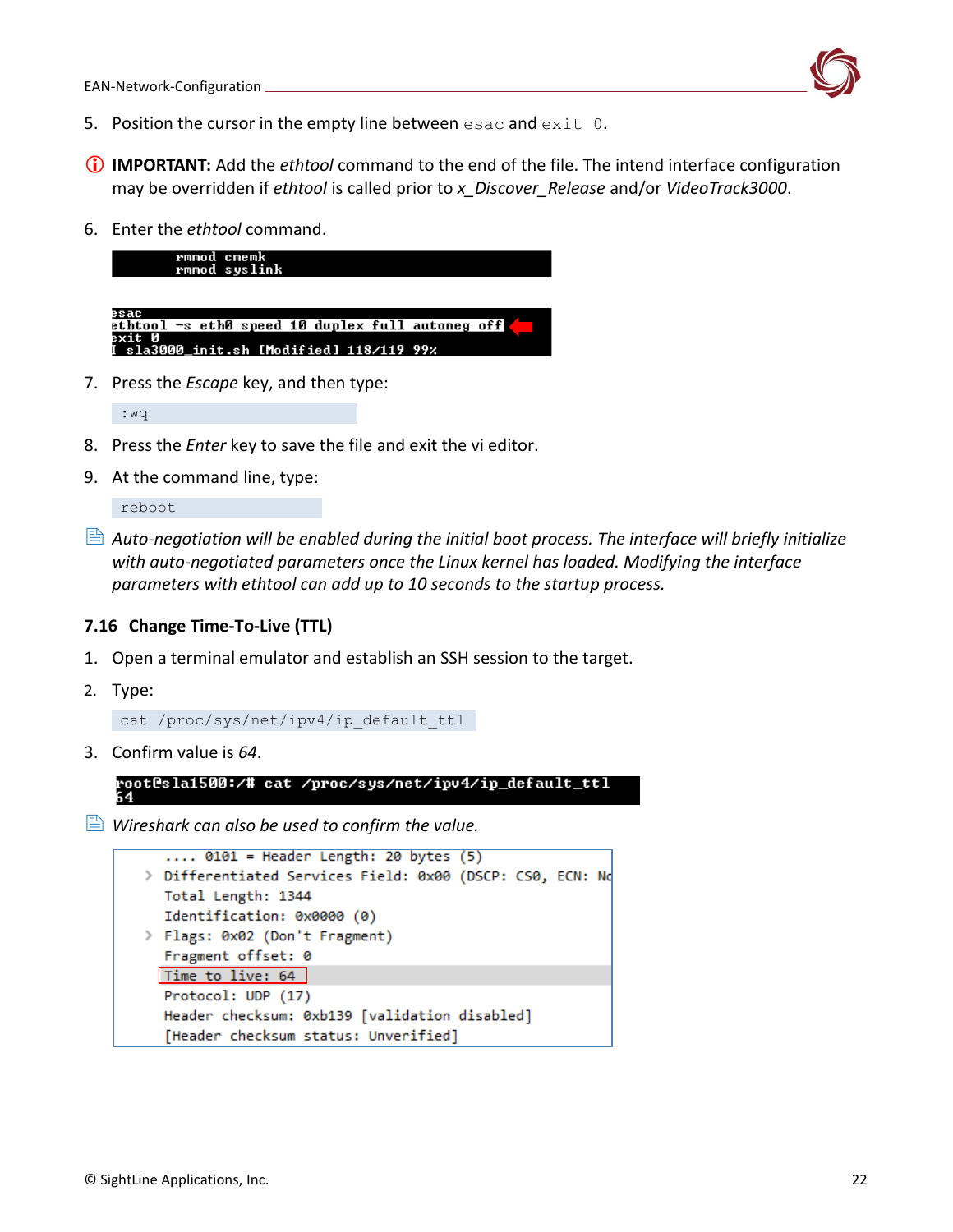5. Position the cursor in the empty line between `esac` and `exit 0`.

ⓘ **IMPORTANT:** Add the *ethtool* command to the end of the file. The intend interface configuration may be overridden if *ethtool* is called prior to *x_Discover_Release* and/or *VideoTrack3000*.

6. Enter the *ethtool* command.

```
        rmmod cmemk
        rmmod syslink
```

```
esac
ethtool -s eth0 speed 10 duplex full autoneg off
exit 0
I sla3000_init.sh [Modified] 118/119 99%
```

7. Press the *Escape* key, and then type:

```
:wq
```

8. Press the *Enter* key to save the file and exit the vi editor.
9. At the command line, type:

```
reboot
```

*Auto-negotiation will be enabled during the initial boot process. The interface will briefly initialize with auto-negotiated parameters once the Linux kernel has loaded. Modifying the interface parameters with ethtool can add up to 10 seconds to the startup process.*

### 7.16 Change Time-To-Live (TTL)

1. Open a terminal emulator and establish an SSH session to the target.
2. Type:

```
cat /proc/sys/net/ipv4/ip_default_ttl
```

3. Confirm value is *64*.

```
root@sla1500:/# cat /proc/sys/net/ipv4/ip_default_ttl
64
```

*Wireshark can also be used to confirm the value.*

```
    .... 0101 = Header Length: 20 bytes (5)
  > Differentiated Services Field: 0x00 (DSCP: CS0, ECN: No
    Total Length: 1344
    Identification: 0x0000 (0)
  > Flags: 0x02 (Don't Fragment)
    Fragment offset: 0
    Time to live: 64
    Protocol: UDP (17)
    Header checksum: 0xb139 [validation disabled]
    [Header checksum status: Unverified]
```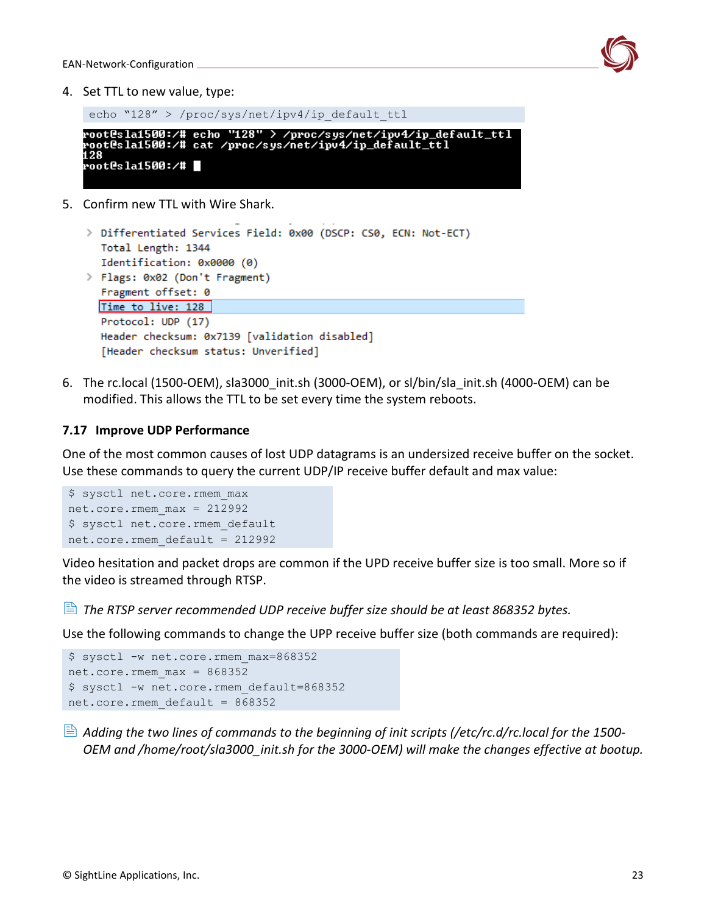4. Set TTL to new value, type:

```
echo "128" > /proc/sys/net/ipv4/ip_default_ttl
```

```
root@sla1500:/# echo "128" > /proc/sys/net/ipv4/ip_default_ttl
root@sla1500:/# cat /proc/sys/net/ipv4/ip_default_ttl
128
root@sla1500:/#
```

5. Confirm new TTL with Wire Shark.

```
> Differentiated Services Field: 0x00 (DSCP: CS0, ECN: Not-ECT)
  Total Length: 1344
  Identification: 0x0000 (0)
> Flags: 0x02 (Don't Fragment)
  Fragment offset: 0
  Time to live: 128
  Protocol: UDP (17)
  Header checksum: 0x7139 [validation disabled]
  [Header checksum status: Unverified]
```

6. The rc.local (1500-OEM), sla3000_init.sh (3000-OEM), or sl/bin/sla_init.sh (4000-OEM) can be modified. This allows the TTL to be set every time the system reboots.

### 7.17 Improve UDP Performance

One of the most common causes of lost UDP datagrams is an undersized receive buffer on the socket. Use these commands to query the current UDP/IP receive buffer default and max value:

```
$ sysctl net.core.rmem_max
net.core.rmem_max = 212992
$ sysctl net.core.rmem_default
net.core.rmem_default = 212992
```

Video hesitation and packet drops are common if the UPD receive buffer size is too small. More so if the video is streamed through RTSP.

*The RTSP server recommended UDP receive buffer size should be at least 868352 bytes.*

Use the following commands to change the UPP receive buffer size (both commands are required):

```
$ sysctl -w net.core.rmem_max=868352
net.core.rmem_max = 868352
$ sysctl -w net.core.rmem_default=868352
net.core.rmem_default = 868352
```

*Adding the two lines of commands to the beginning of init scripts (/etc/rc.d/rc.local for the 1500-OEM and /home/root/sla3000_init.sh for the 3000-OEM) will make the changes effective at bootup.*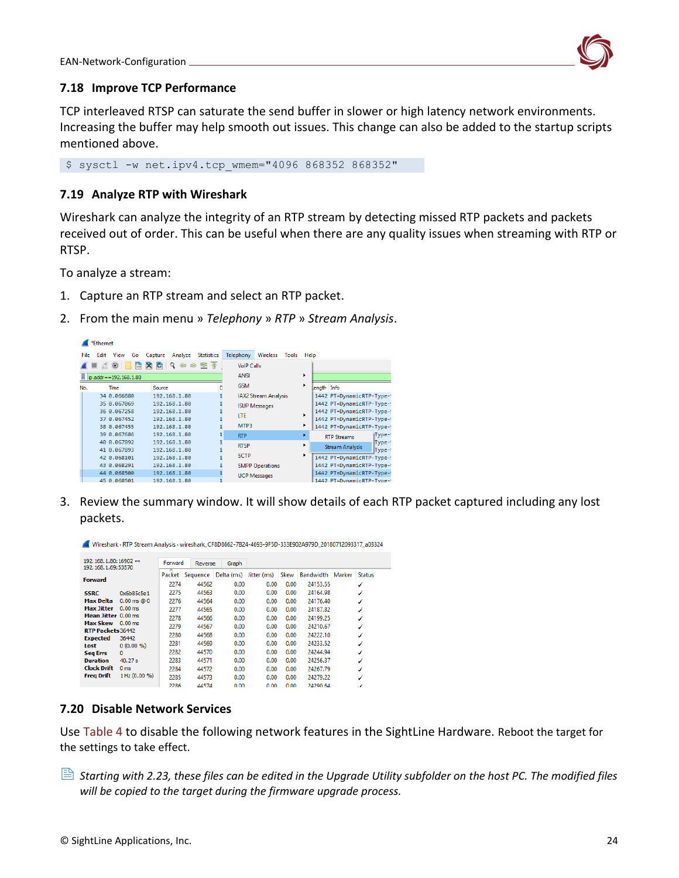## 7.18 Improve TCP Performance

TCP interleaved RTSP can saturate the send buffer in slower or high latency network environments. Increasing the buffer may help smooth out issues. This change can also be added to the startup scripts mentioned above.

```
$ sysctl -w net.ipv4.tcp_wmem="4096 868352 868352"
```

## 7.19 Analyze RTP with Wireshark

Wireshark can analyze the integrity of an RTP stream by detecting missed RTP packets and packets received out of order. This can be useful when there are any quality issues when streaming with RTP or RTSP.

To analyze a stream:

1. Capture an RTP stream and select an RTP packet.
2. From the main menu » *Telephony* » *RTP* » *Stream Analysis*.
3. Review the summary window. It will show details of each RTP packet captured including any lost packets.

## 7.20 Disable Network Services

Use Table 4 to disable the following network features in the SightLine Hardware. Reboot the target for the settings to take effect.

*Starting with 2.23, these files can be edited in the Upgrade Utility subfolder on the host PC. The modified files will be copied to the target during the firmware upgrade process.*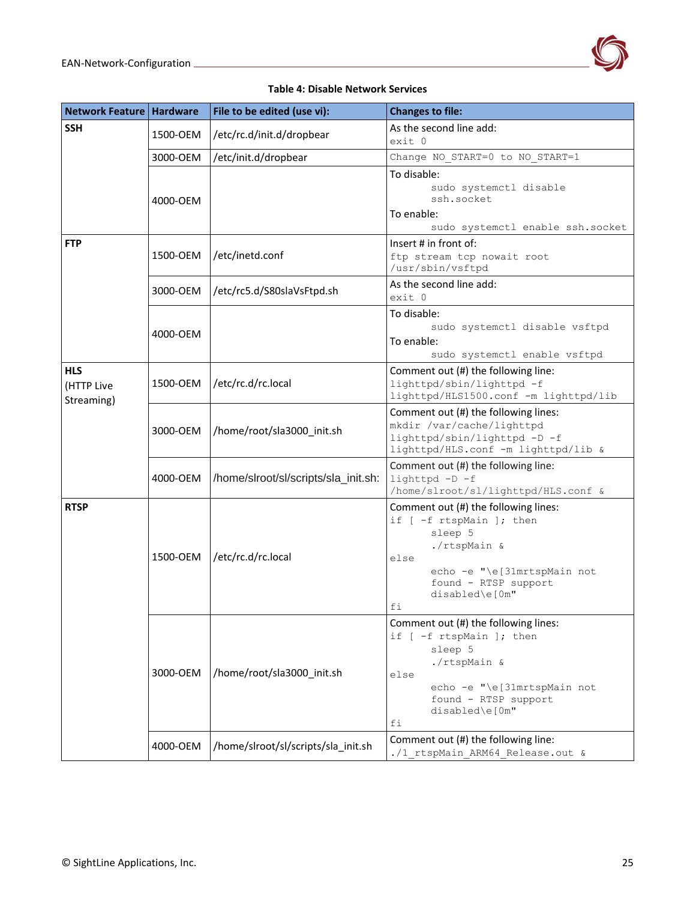**Table 4: Disable Network Services**

| Network Feature | Hardware | File to be edited (use vi): | Changes to file: |
|---|---|---|---|
| **SSH** | 1500-OEM | /etc/rc.d/init.d/dropbear | As the second line add:<br>`exit 0` |
| | 3000-OEM | /etc/init.d/dropbear | `Change NO_START=0 to NO_START=1` |
| | 4000-OEM | | To disable:<br>`sudo systemctl disable ssh.socket`<br>To enable:<br>`sudo systemctl enable ssh.socket` |
| **FTP** | 1500-OEM | /etc/inetd.conf | Insert # in front of:<br>`ftp stream tcp nowait root /usr/sbin/vsftpd` |
| | 3000-OEM | /etc/rc5.d/S80slaVsFtpd.sh | As the second line add:<br>`exit 0` |
| | 4000-OEM | | To disable:<br>`sudo systemctl disable vsftpd`<br>To enable:<br>`sudo systemctl enable vsftpd` |
| **HLS** (HTTP Live Streaming) | 1500-OEM | /etc/rc.d/rc.local | Comment out (#) the following line:<br>`lighttpd/sbin/lighttpd -f lighttpd/HLS1500.conf -m lighttpd/lib` |
| | 3000-OEM | /home/root/sla3000_init.sh | Comment out (#) the following lines:<br>`mkdir /var/cache/lighttpd`<br>`lighttpd/sbin/lighttpd -D -f lighttpd/HLS.conf -m lighttpd/lib &` |
| | 4000-OEM | /home/slroot/sl/scripts/sla_init.sh: | Comment out (#) the following line:<br>`lighttpd -D -f /home/slroot/sl/lighttpd/HLS.conf &` |
| **RTSP** | 1500-OEM | /etc/rc.d/rc.local | Comment out (#) the following lines:<br>`if [ -f rtspMain ]; then`<br>`sleep 5`<br>`./rtspMain &`<br>`else`<br>`echo -e "\e[31mrtspMain not found - RTSP support disabled\e[0m"`<br>`fi` |
| | 3000-OEM | /home/root/sla3000_init.sh | Comment out (#) the following lines:<br>`if [ -f rtspMain ]; then`<br>`sleep 5`<br>`./rtspMain &`<br>`else`<br>`echo -e "\e[31mrtspMain not found - RTSP support disabled\e[0m"`<br>`fi` |
| | 4000-OEM | /home/slroot/sl/scripts/sla_init.sh | Comment out (#) the following line:<br>`./1_rtspMain_ARM64_Release.out &` |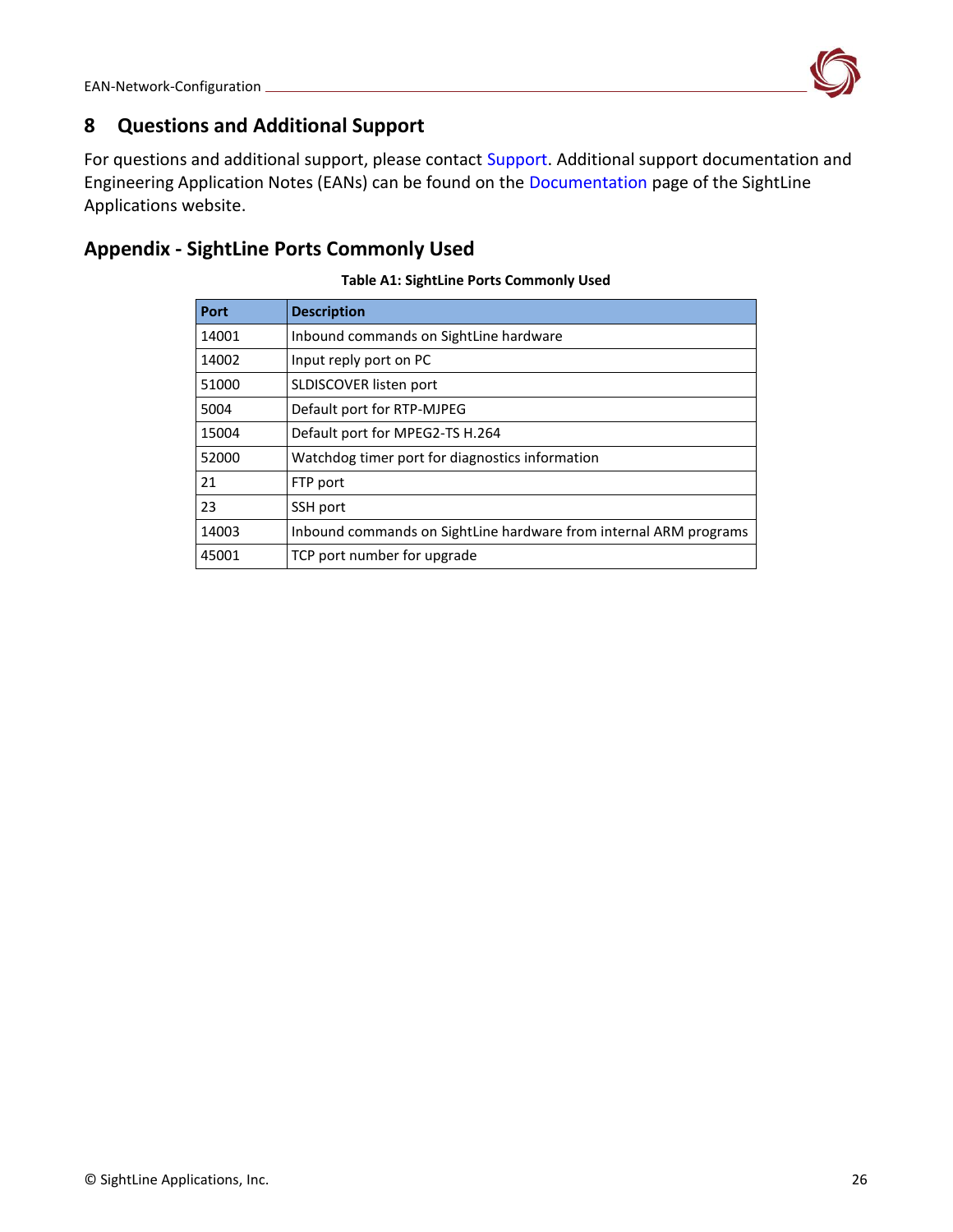# 8 Questions and Additional Support

For questions and additional support, please contact Support. Additional support documentation and Engineering Application Notes (EANs) can be found on the Documentation page of the SightLine Applications website.

## Appendix - SightLine Ports Commonly Used

**Table A1: SightLine Ports Commonly Used**

| Port | Description |
|---|---|
| 14001 | Inbound commands on SightLine hardware |
| 14002 | Input reply port on PC |
| 51000 | SLDISCOVER listen port |
| 5004 | Default port for RTP-MJPEG |
| 15004 | Default port for MPEG2-TS H.264 |
| 52000 | Watchdog timer port for diagnostics information |
| 21 | FTP port |
| 23 | SSH port |
| 14003 | Inbound commands on SightLine hardware from internal ARM programs |
| 45001 | TCP port number for upgrade |